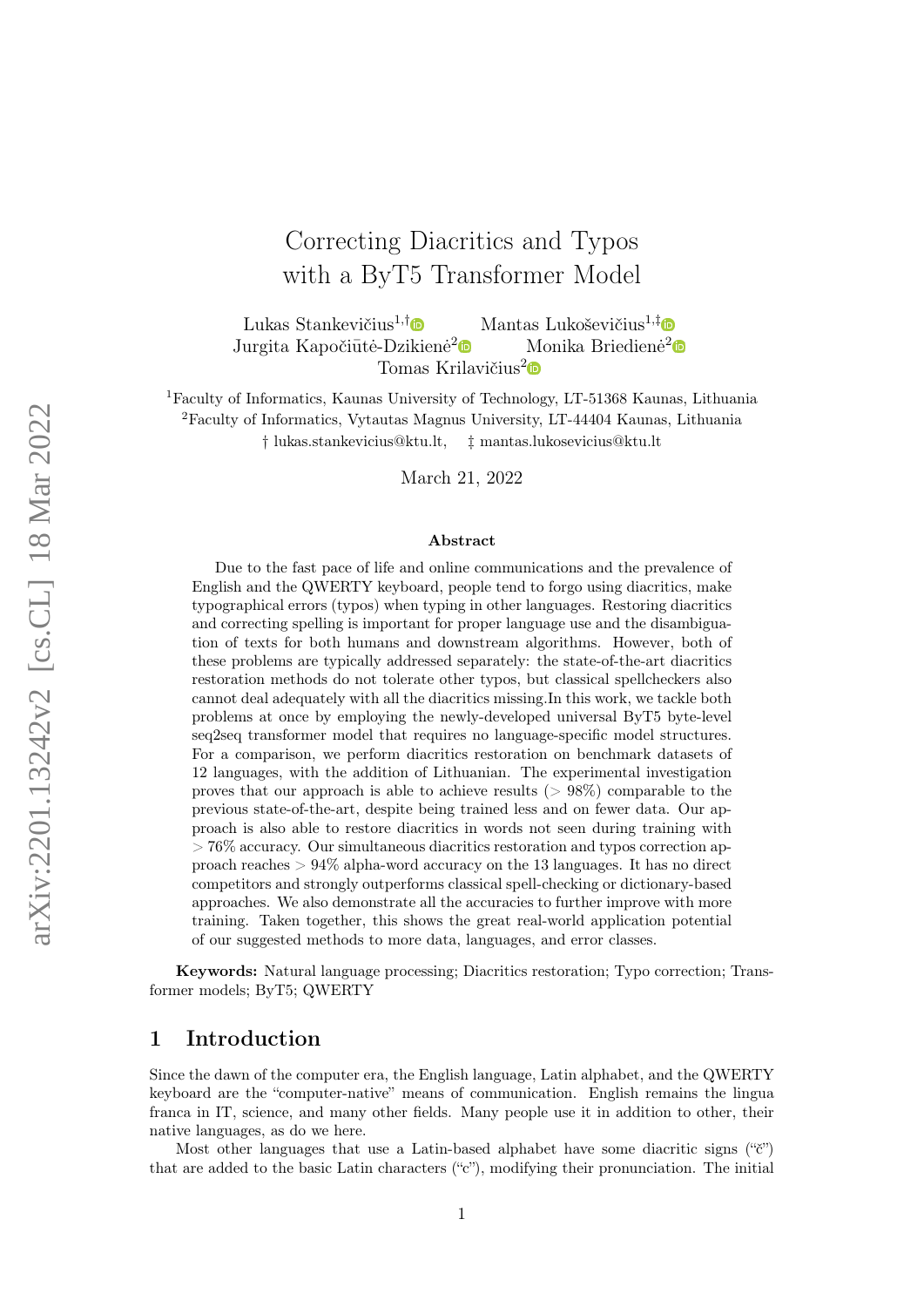# Correcting Diacritics and Typos with a ByT5 Transformer Model

Lukas Stankevičius[1,†] Mantas Lukoševičius[1,‡]
Jurgita Kapočiūtė-Dzikienė[2] Monika Briedienė[2]
Tomas Krilavičius[2]

[1]Faculty of Informatics, Kaunas University of Technology, LT-51368 Kaunas, Lithuania
[2]Faculty of Informatics, Vytautas Magnus University, LT-44404 Kaunas, Lithuania
† lukas.stankevicius@ktu.lt, ‡ mantas.lukosevicius@ktu.lt

March 21, 2022

### Abstract

Due to the fast pace of life and online communications and the prevalence of English and the QWERTY keyboard, people tend to forgo using diacritics, make typographical errors (typos) when typing in other languages. Restoring diacritics and correcting spelling is important for proper language use and the disambiguation of texts for both humans and downstream algorithms. However, both of these problems are typically addressed separately: the state-of-the-art diacritics restoration methods do not tolerate other typos, but classical spellcheckers also cannot deal adequately with all the diacritics missing.In this work, we tackle both problems at once by employing the newly-developed universal ByT5 byte-level seq2seq transformer model that requires no language-specific model structures. For a comparison, we perform diacritics restoration on benchmark datasets of 12 languages, with the addition of Lithuanian. The experimental investigation proves that our approach is able to achieve results ($> 98\%$) comparable to the previous state-of-the-art, despite being trained less and on fewer data. Our approach is also able to restore diacritics in words not seen during training with $> 76\%$ accuracy. Our simultaneous diacritics restoration and typos correction approach reaches $> 94\%$ alpha-word accuracy on the 13 languages. It has no direct competitors and strongly outperforms classical spell-checking or dictionary-based approaches. We also demonstrate all the accuracies to further improve with more training. Taken together, this shows the great real-world application potential of our suggested methods to more data, languages, and error classes.

**Keywords:** Natural language processing; Diacritics restoration; Typo correction; Transformer models; ByT5; QWERTY

## 1 Introduction

Since the dawn of the computer era, the English language, Latin alphabet, and the QWERTY keyboard are the "computer-native" means of communication. English remains the lingua franca in IT, science, and many other fields. Many people use it in addition to other, their native languages, as do we here.

Most other languages that use a Latin-based alphabet have some diacritic signs ("č") that are added to the basic Latin characters ("c"), modifying their pronunciation. The initial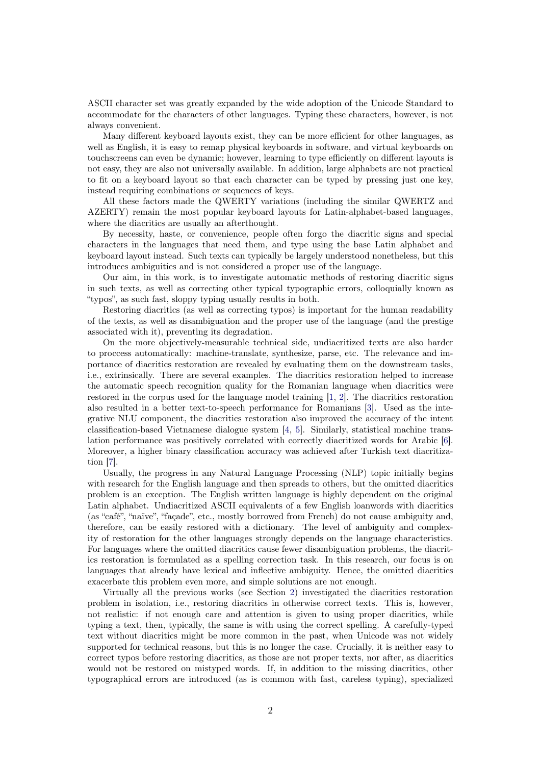ASCII character set was greatly expanded by the wide adoption of the Unicode Standard to accommodate for the characters of other languages. Typing these characters, however, is not always convenient.

Many different keyboard layouts exist, they can be more efficient for other languages, as well as English, it is easy to remap physical keyboards in software, and virtual keyboards on touchscreens can even be dynamic; however, learning to type efficiently on different layouts is not easy, they are also not universally available. In addition, large alphabets are not practical to fit on a keyboard layout so that each character can be typed by pressing just one key, instead requiring combinations or sequences of keys.

All these factors made the QWERTY variations (including the similar QWERTZ and AZERTY) remain the most popular keyboard layouts for Latin-alphabet-based languages, where the diacritics are usually an afterthought.

By necessity, haste, or convenience, people often forgo the diacritic signs and special characters in the languages that need them, and type using the base Latin alphabet and keyboard layout instead. Such texts can typically be largely understood nonetheless, but this introduces ambiguities and is not considered a proper use of the language.

Our aim, in this work, is to investigate automatic methods of restoring diacritic signs in such texts, as well as correcting other typical typographic errors, colloquially known as "typos", as such fast, sloppy typing usually results in both.

Restoring diacritics (as well as correcting typos) is important for the human readability of the texts, as well as disambiguation and the proper use of the language (and the prestige associated with it), preventing its degradation.

On the more objectively-measurable technical side, undiacritized texts are also harder to proccess automatically: machine-translate, synthesize, parse, etc. The relevance and importance of diacritics restoration are revealed by evaluating them on the downstream tasks, i.e., extrinsically. There are several examples. The diacritics restoration helped to increase the automatic speech recognition quality for the Romanian language when diacritics were restored in the corpus used for the language model training [1, 2]. The diacritics restoration also resulted in a better text-to-speech performance for Romanians [3]. Used as the integrative NLU component, the diacritics restoration also improved the accuracy of the intent classification-based Vietnamese dialogue system [4, 5]. Similarly, statistical machine translation performance was positively correlated with correctly diacritized words for Arabic [6]. Moreover, a higher binary classification accuracy was achieved after Turkish text diacritization [7].

Usually, the progress in any Natural Language Processing (NLP) topic initially begins with research for the English language and then spreads to others, but the omitted diacritics problem is an exception. The English written language is highly dependent on the original Latin alphabet. Undiacritized ASCII equivalents of a few English loanwords with diacritics (as "café", "naïve", "façade", etc., mostly borrowed from French) do not cause ambiguity and, therefore, can be easily restored with a dictionary. The level of ambiguity and complexity of restoration for the other languages strongly depends on the language characteristics. For languages where the omitted diacritics cause fewer disambiguation problems, the diacritics restoration is formulated as a spelling correction task. In this research, our focus is on languages that already have lexical and inflective ambiguity. Hence, the omitted diacritics exacerbate this problem even more, and simple solutions are not enough.

Virtually all the previous works (see Section 2) investigated the diacritics restoration problem in isolation, i.e., restoring diacritics in otherwise correct texts. This is, however, not realistic: if not enough care and attention is given to using proper diacritics, while typing a text, then, typically, the same is with using the correct spelling. A carefully-typed text without diacritics might be more common in the past, when Unicode was not widely supported for technical reasons, but this is no longer the case. Crucially, it is neither easy to correct typos before restoring diacritics, as those are not proper texts, nor after, as diacritics would not be restored on mistyped words. If, in addition to the missing diacritics, other typographical errors are introduced (as is common with fast, careless typing), specialized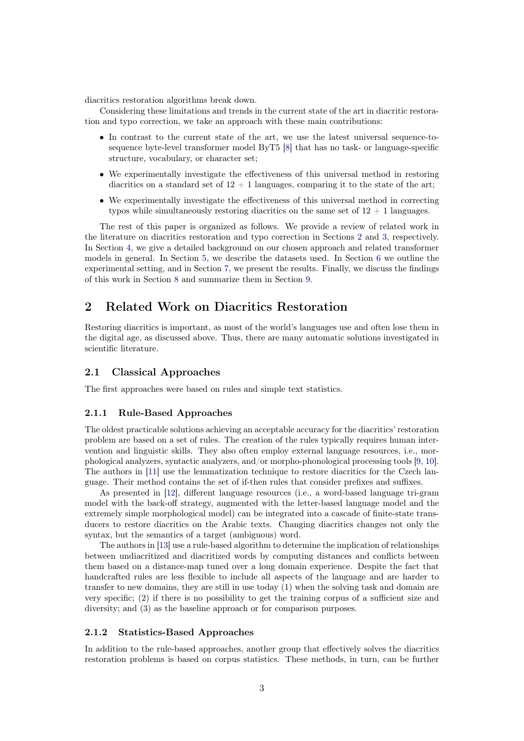diacritics restoration algorithms break down.

Considering these limitations and trends in the current state of the art in diacritic restoration and typo correction, we take an approach with these main contributions:

- In contrast to the current state of the art, we use the latest universal sequence-to-sequence byte-level transformer model ByT5 [8] that has no task- or language-specific structure, vocabulary, or character set;
- We experimentally investigate the effectiveness of this universal method in restoring diacritics on a standard set of 12 + 1 languages, comparing it to the state of the art;
- We experimentally investigate the effectiveness of this universal method in correcting typos while simultaneously restoring diacritics on the same set of 12 + 1 languages.

The rest of this paper is organized as follows. We provide a review of related work in the literature on diacritics restoration and typo correction in Sections 2 and 3, respectively. In Section 4, we give a detailed background on our chosen approach and related transformer models in general. In Section 5, we describe the datasets used. In Section 6 we outline the experimental setting, and in Section 7, we present the results. Finally, we discuss the findings of this work in Section 8 and summarize them in Section 9.

# 2 Related Work on Diacritics Restoration

Restoring diacritics is important, as most of the world's languages use and often lose them in the digital age, as discussed above. Thus, there are many automatic solutions investigated in scientific literature.

## 2.1 Classical Approaches

The first approaches were based on rules and simple text statistics.

### 2.1.1 Rule-Based Approaches

The oldest practicable solutions achieving an acceptable accuracy for the diacritics' restoration problem are based on a set of rules. The creation of the rules typically requires human intervention and linguistic skills. They also often employ external language resources, i.e., morphological analyzers, syntactic analyzers, and/or morpho-phonological processing tools [9, 10]. The authors in [11] use the lemmatization technique to restore diacritics for the Czech language. Their method contains the set of if-then rules that consider prefixes and suffixes.

As presented in [12], different language resources (i.e., a word-based language tri-gram model with the back-off strategy, augmented with the letter-based language model and the extremely simple morphological model) can be integrated into a cascade of finite-state transducers to restore diacritics on the Arabic texts. Changing diacritics changes not only the syntax, but the semantics of a target (ambiguous) word.

The authors in [13] use a rule-based algorithm to determine the implication of relationships between undiacritized and diacritized words by computing distances and conflicts between them based on a distance-map tuned over a long domain experience. Despite the fact that handcrafted rules are less flexible to include all aspects of the language and are harder to transfer to new domains, they are still in use today (1) when the solving task and domain are very specific; (2) if there is no possibility to get the training corpus of a sufficient size and diversity; and (3) as the baseline approach or for comparison purposes.

### 2.1.2 Statistics-Based Approaches

In addition to the rule-based approaches, another group that effectively solves the diacritics restoration problems is based on corpus statistics. These methods, in turn, can be further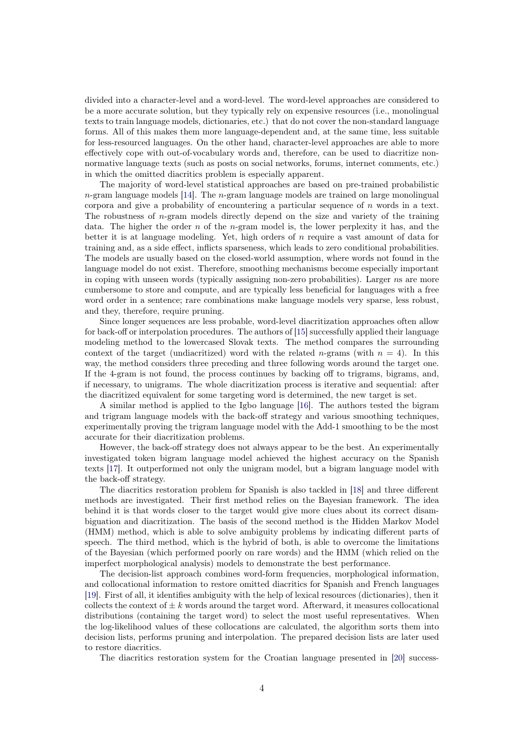divided into a character-level and a word-level. The word-level approaches are considered to be a more accurate solution, but they typically rely on expensive resources (i.e., monolingual texts to train language models, dictionaries, etc.) that do not cover the non-standard language forms. All of this makes them more language-dependent and, at the same time, less suitable for less-resourced languages. On the other hand, character-level approaches are able to more effectively cope with out-of-vocabulary words and, therefore, can be used to diacritize non-normative language texts (such as posts on social networks, forums, internet comments, etc.) in which the omitted diacritics problem is especially apparent.

The majority of word-level statistical approaches are based on pre-trained probabilistic $n$-gram language models [14]. The $n$-gram language models are trained on large monolingual corpora and give a probability of encountering a particular sequence of $n$ words in a text. The robustness of $n$-gram models directly depend on the size and variety of the training data. The higher the order $n$ of the $n$-gram model is, the lower perplexity it has, and the better it is at language modeling. Yet, high orders of $n$ require a vast amount of data for training and, as a side effect, inflicts sparseness, which leads to zero conditional probabilities. The models are usually based on the closed-world assumption, where words not found in the language model do not exist. Therefore, smoothing mechanisms become especially important in coping with unseen words (typically assigning non-zero probabilities). Larger $n$s are more cumbersome to store and compute, and are typically less beneficial for languages with a free word order in a sentence; rare combinations make language models very sparse, less robust, and they, therefore, require pruning.

Since longer sequences are less probable, word-level diacritization approaches often allow for back-off or interpolation procedures. The authors of [15] successfully applied their language modeling method to the lowercased Slovak texts. The method compares the surrounding context of the target (undiacritized) word with the related $n$-grams (with $n = 4$). In this way, the method considers three preceding and three following words around the target one. If the 4-gram is not found, the process continues by backing off to trigrams, bigrams, and, if necessary, to unigrams. The whole diacritization process is iterative and sequential: after the diacritized equivalent for some targeting word is determined, the new target is set.

A similar method is applied to the Igbo language [16]. The authors tested the bigram and trigram language models with the back-off strategy and various smoothing techniques, experimentally proving the trigram language model with the Add-1 smoothing to be the most accurate for their diacritization problems.

However, the back-off strategy does not always appear to be the best. An experimentally investigated token bigram language model achieved the highest accuracy on the Spanish texts [17]. It outperformed not only the unigram model, but a bigram language model with the back-off strategy.

The diacritics restoration problem for Spanish is also tackled in [18] and three different methods are investigated. Their first method relies on the Bayesian framework. The idea behind it is that words closer to the target would give more clues about its correct disambiguation and diacritization. The basis of the second method is the Hidden Markov Model (HMM) method, which is able to solve ambiguity problems by indicating different parts of speech. The third method, which is the hybrid of both, is able to overcome the limitations of the Bayesian (which performed poorly on rare words) and the HMM (which relied on the imperfect morphological analysis) models to demonstrate the best performance.

The decision-list approach combines word-form frequencies, morphological information, and collocational information to restore omitted diacritics for Spanish and French languages [19]. First of all, it identifies ambiguity with the help of lexical resources (dictionaries), then it collects the context of $\pm\, k$ words around the target word. Afterward, it measures collocational distributions (containing the target word) to select the most useful representatives. When the log-likelihood values of these collocations are calculated, the algorithm sorts them into decision lists, performs pruning and interpolation. The prepared decision lists are later used to restore diacritics.

The diacritics restoration system for the Croatian language presented in [20] success-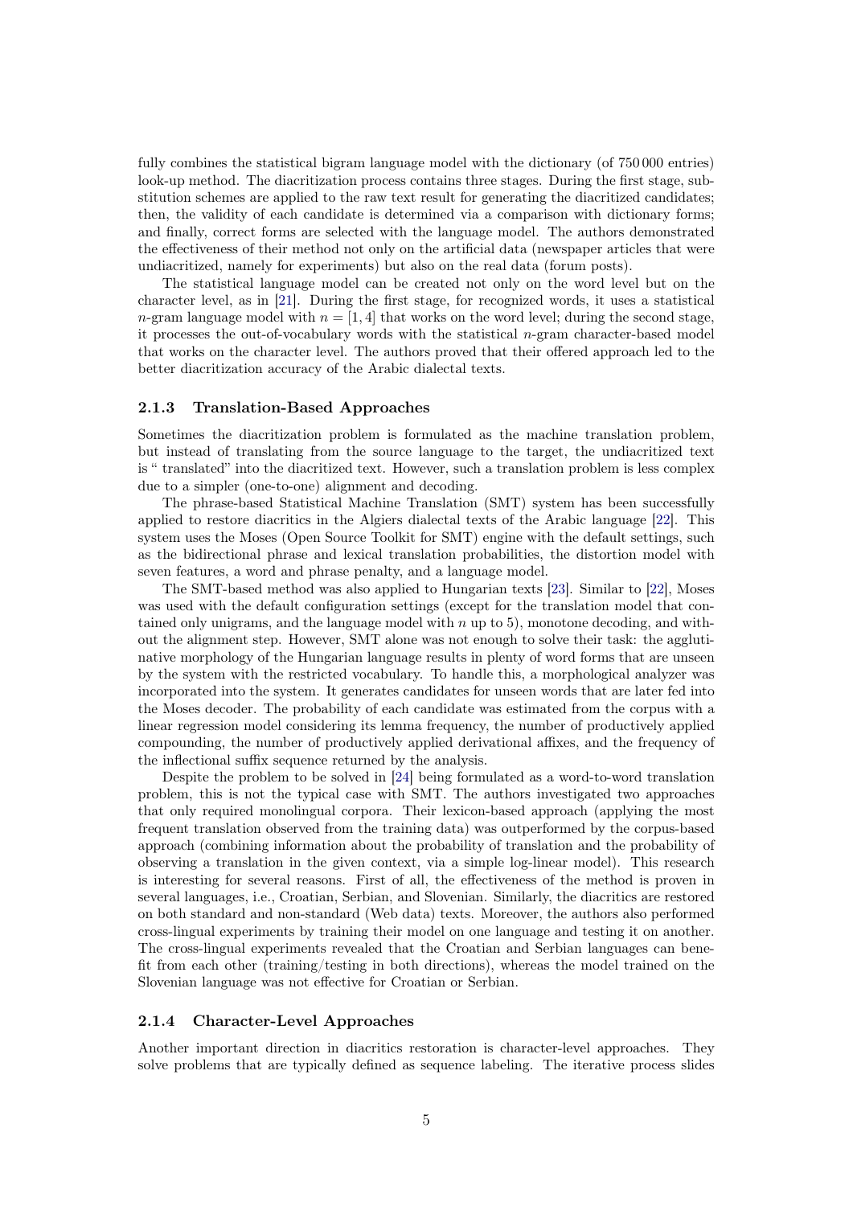fully combines the statistical bigram language model with the dictionary (of 750 000 entries) look-up method. The diacritization process contains three stages. During the first stage, substitution schemes are applied to the raw text result for generating the diacritized candidates; then, the validity of each candidate is determined via a comparison with dictionary forms; and finally, correct forms are selected with the language model. The authors demonstrated the effectiveness of their method not only on the artificial data (newspaper articles that were undiacritized, namely for experiments) but also on the real data (forum posts).

The statistical language model can be created not only on the word level but on the character level, as in [21]. During the first stage, for recognized words, it uses a statistical $n$-gram language model with $n = [1, 4]$ that works on the word level; during the second stage, it processes the out-of-vocabulary words with the statistical $n$-gram character-based model that works on the character level. The authors proved that their offered approach led to the better diacritization accuracy of the Arabic dialectal texts.

### 2.1.3 Translation-Based Approaches

Sometimes the diacritization problem is formulated as the machine translation problem, but instead of translating from the source language to the target, the undiacritized text is " translated" into the diacritized text. However, such a translation problem is less complex due to a simpler (one-to-one) alignment and decoding.

The phrase-based Statistical Machine Translation (SMT) system has been successfully applied to restore diacritics in the Algiers dialectal texts of the Arabic language [22]. This system uses the Moses (Open Source Toolkit for SMT) engine with the default settings, such as the bidirectional phrase and lexical translation probabilities, the distortion model with seven features, a word and phrase penalty, and a language model.

The SMT-based method was also applied to Hungarian texts [23]. Similar to [22], Moses was used with the default configuration settings (except for the translation model that contained only unigrams, and the language model with $n$ up to 5), monotone decoding, and without the alignment step. However, SMT alone was not enough to solve their task: the agglutinative morphology of the Hungarian language results in plenty of word forms that are unseen by the system with the restricted vocabulary. To handle this, a morphological analyzer was incorporated into the system. It generates candidates for unseen words that are later fed into the Moses decoder. The probability of each candidate was estimated from the corpus with a linear regression model considering its lemma frequency, the number of productively applied compounding, the number of productively applied derivational affixes, and the frequency of the inflectional suffix sequence returned by the analysis.

Despite the problem to be solved in [24] being formulated as a word-to-word translation problem, this is not the typical case with SMT. The authors investigated two approaches that only required monolingual corpora. Their lexicon-based approach (applying the most frequent translation observed from the training data) was outperformed by the corpus-based approach (combining information about the probability of translation and the probability of observing a translation in the given context, via a simple log-linear model). This research is interesting for several reasons. First of all, the effectiveness of the method is proven in several languages, i.e., Croatian, Serbian, and Slovenian. Similarly, the diacritics are restored on both standard and non-standard (Web data) texts. Moreover, the authors also performed cross-lingual experiments by training their model on one language and testing it on another. The cross-lingual experiments revealed that the Croatian and Serbian languages can benefit from each other (training/testing in both directions), whereas the model trained on the Slovenian language was not effective for Croatian or Serbian.

### 2.1.4 Character-Level Approaches

Another important direction in diacritics restoration is character-level approaches. They solve problems that are typically defined as sequence labeling. The iterative process slides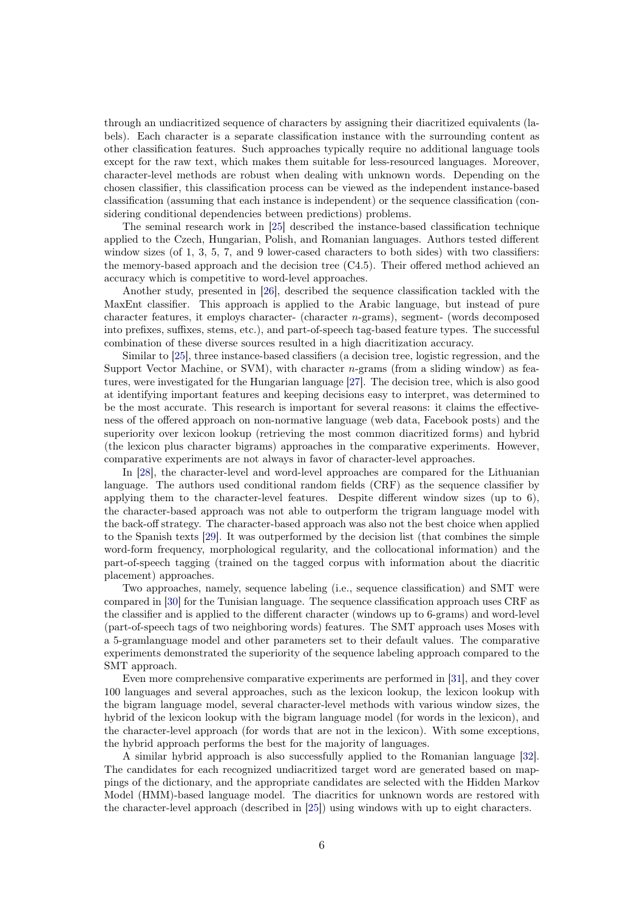through an undiacritized sequence of characters by assigning their diacritized equivalents (labels). Each character is a separate classification instance with the surrounding content as other classification features. Such approaches typically require no additional language tools except for the raw text, which makes them suitable for less-resourced languages. Moreover, character-level methods are robust when dealing with unknown words. Depending on the chosen classifier, this classification process can be viewed as the independent instance-based classification (assuming that each instance is independent) or the sequence classification (considering conditional dependencies between predictions) problems.

The seminal research work in [25] described the instance-based classification technique applied to the Czech, Hungarian, Polish, and Romanian languages. Authors tested different window sizes (of 1, 3, 5, 7, and 9 lower-cased characters to both sides) with two classifiers: the memory-based approach and the decision tree (C4.5). Their offered method achieved an accuracy which is competitive to word-level approaches.

Another study, presented in [26], described the sequence classification tackled with the MaxEnt classifier. This approach is applied to the Arabic language, but instead of pure character features, it employs character- (character $n$-grams), segment- (words decomposed into prefixes, suffixes, stems, etc.), and part-of-speech tag-based feature types. The successful combination of these diverse sources resulted in a high diacritization accuracy.

Similar to [25], three instance-based classifiers (a decision tree, logistic regression, and the Support Vector Machine, or SVM), with character $n$-grams (from a sliding window) as features, were investigated for the Hungarian language [27]. The decision tree, which is also good at identifying important features and keeping decisions easy to interpret, was determined to be the most accurate. This research is important for several reasons: it claims the effectiveness of the offered approach on non-normative language (web data, Facebook posts) and the superiority over lexicon lookup (retrieving the most common diacritized forms) and hybrid (the lexicon plus character bigrams) approaches in the comparative experiments. However, comparative experiments are not always in favor of character-level approaches.

In [28], the character-level and word-level approaches are compared for the Lithuanian language. The authors used conditional random fields (CRF) as the sequence classifier by applying them to the character-level features. Despite different window sizes (up to 6), the character-based approach was not able to outperform the trigram language model with the back-off strategy. The character-based approach was also not the best choice when applied to the Spanish texts [29]. It was outperformed by the decision list (that combines the simple word-form frequency, morphological regularity, and the collocational information) and the part-of-speech tagging (trained on the tagged corpus with information about the diacritic placement) approaches.

Two approaches, namely, sequence labeling (i.e., sequence classification) and SMT were compared in [30] for the Tunisian language. The sequence classification approach uses CRF as the classifier and is applied to the different character (windows up to 6-grams) and word-level (part-of-speech tags of two neighboring words) features. The SMT approach uses Moses with a 5-gramlanguage model and other parameters set to their default values. The comparative experiments demonstrated the superiority of the sequence labeling approach compared to the SMT approach.

Even more comprehensive comparative experiments are performed in [31], and they cover 100 languages and several approaches, such as the lexicon lookup, the lexicon lookup with the bigram language model, several character-level methods with various window sizes, the hybrid of the lexicon lookup with the bigram language model (for words in the lexicon), and the character-level approach (for words that are not in the lexicon). With some exceptions, the hybrid approach performs the best for the majority of languages.

A similar hybrid approach is also successfully applied to the Romanian language [32]. The candidates for each recognized undiacritized target word are generated based on mappings of the dictionary, and the appropriate candidates are selected with the Hidden Markov Model (HMM)-based language model. The diacritics for unknown words are restored with the character-level approach (described in [25]) using windows with up to eight characters.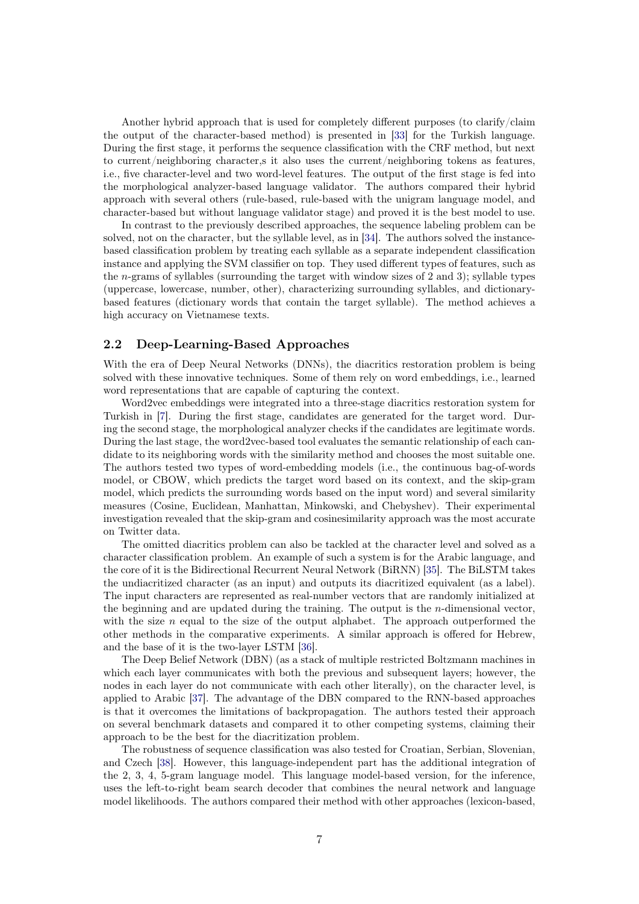Another hybrid approach that is used for completely different purposes (to clarify/claim the output of the character-based method) is presented in [33] for the Turkish language. During the first stage, it performs the sequence classification with the CRF method, but next to current/neighboring character,s it also uses the current/neighboring tokens as features, i.e., five character-level and two word-level features. The output of the first stage is fed into the morphological analyzer-based language validator. The authors compared their hybrid approach with several others (rule-based, rule-based with the unigram language model, and character-based but without language validator stage) and proved it is the best model to use.

In contrast to the previously described approaches, the sequence labeling problem can be solved, not on the character, but the syllable level, as in [34]. The authors solved the instance-based classification problem by treating each syllable as a separate independent classification instance and applying the SVM classifier on top. They used different types of features, such as the $n$-grams of syllables (surrounding the target with window sizes of 2 and 3); syllable types (uppercase, lowercase, number, other), characterizing surrounding syllables, and dictionary-based features (dictionary words that contain the target syllable). The method achieves a high accuracy on Vietnamese texts.

## 2.2 Deep-Learning-Based Approaches

With the era of Deep Neural Networks (DNNs), the diacritics restoration problem is being solved with these innovative techniques. Some of them rely on word embeddings, i.e., learned word representations that are capable of capturing the context.

Word2vec embeddings were integrated into a three-stage diacritics restoration system for Turkish in [7]. During the first stage, candidates are generated for the target word. During the second stage, the morphological analyzer checks if the candidates are legitimate words. During the last stage, the word2vec-based tool evaluates the semantic relationship of each candidate to its neighboring words with the similarity method and chooses the most suitable one. The authors tested two types of word-embedding models (i.e., the continuous bag-of-words model, or CBOW, which predicts the target word based on its context, and the skip-gram model, which predicts the surrounding words based on the input word) and several similarity measures (Cosine, Euclidean, Manhattan, Minkowski, and Chebyshev). Their experimental investigation revealed that the skip-gram and cosinesimilarity approach was the most accurate on Twitter data.

The omitted diacritics problem can also be tackled at the character level and solved as a character classification problem. An example of such a system is for the Arabic language, and the core of it is the Bidirectional Recurrent Neural Network (BiRNN) [35]. The BiLSTM takes the undiacritized character (as an input) and outputs its diacritized equivalent (as a label). The input characters are represented as real-number vectors that are randomly initialized at the beginning and are updated during the training. The output is the $n$-dimensional vector, with the size $n$ equal to the size of the output alphabet. The approach outperformed the other methods in the comparative experiments. A similar approach is offered for Hebrew, and the base of it is the two-layer LSTM [36].

The Deep Belief Network (DBN) (as a stack of multiple restricted Boltzmann machines in which each layer communicates with both the previous and subsequent layers; however, the nodes in each layer do not communicate with each other literally), on the character level, is applied to Arabic [37]. The advantage of the DBN compared to the RNN-based approaches is that it overcomes the limitations of backpropagation. The authors tested their approach on several benchmark datasets and compared it to other competing systems, claiming their approach to be the best for the diacritization problem.

The robustness of sequence classification was also tested for Croatian, Serbian, Slovenian, and Czech [38]. However, this language-independent part has the additional integration of the 2, 3, 4, 5-gram language model. This language model-based version, for the inference, uses the left-to-right beam search decoder that combines the neural network and language model likelihoods. The authors compared their method with other approaches (lexicon-based,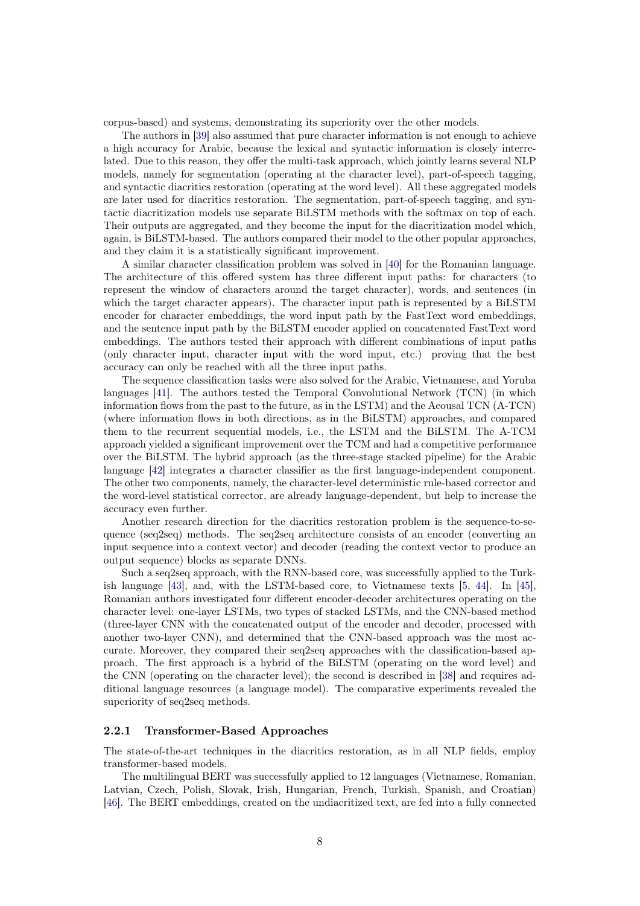corpus-based) and systems, demonstrating its superiority over the other models.

The authors in [39] also assumed that pure character information is not enough to achieve a high accuracy for Arabic, because the lexical and syntactic information is closely interrelated. Due to this reason, they offer the multi-task approach, which jointly learns several NLP models, namely for segmentation (operating at the character level), part-of-speech tagging, and syntactic diacritics restoration (operating at the word level). All these aggregated models are later used for diacritics restoration. The segmentation, part-of-speech tagging, and syntactic diacritization models use separate BiLSTM methods with the softmax on top of each. Their outputs are aggregated, and they become the input for the diacritization model which, again, is BiLSTM-based. The authors compared their model to the other popular approaches, and they claim it is a statistically significant improvement.

A similar character classification problem was solved in [40] for the Romanian language. The architecture of this offered system has three different input paths: for characters (to represent the window of characters around the target character), words, and sentences (in which the target character appears). The character input path is represented by a BiLSTM encoder for character embeddings, the word input path by the FastText word embeddings, and the sentence input path by the BiLSTM encoder applied on concatenated FastText word embeddings. The authors tested their approach with different combinations of input paths (only character input, character input with the word input, etc.) proving that the best accuracy can only be reached with all the three input paths.

The sequence classification tasks were also solved for the Arabic, Vietnamese, and Yoruba languages [41]. The authors tested the Temporal Convolutional Network (TCN) (in which information flows from the past to the future, as in the LSTM) and the Acousal TCN (A-TCN) (where information flows in both directions, as in the BiLSTM) approaches, and compared them to the recurrent sequential models, i.e., the LSTM and the BiLSTM. The A-TCM approach yielded a significant improvement over the TCM and had a competitive performance over the BiLSTM. The hybrid approach (as the three-stage stacked pipeline) for the Arabic language [42] integrates a character classifier as the first language-independent component. The other two components, namely, the character-level deterministic rule-based corrector and the word-level statistical corrector, are already language-dependent, but help to increase the accuracy even further.

Another research direction for the diacritics restoration problem is the sequence-to-sequence (seq2seq) methods. The seq2seq architecture consists of an encoder (converting an input sequence into a context vector) and decoder (reading the context vector to produce an output sequence) blocks as separate DNNs.

Such a seq2seq approach, with the RNN-based core, was successfully applied to the Turkish language [43], and, with the LSTM-based core, to Vietnamese texts [5, 44]. In [45], Romanian authors investigated four different encoder-decoder architectures operating on the character level: one-layer LSTMs, two types of stacked LSTMs, and the CNN-based method (three-layer CNN with the concatenated output of the encoder and decoder, processed with another two-layer CNN), and determined that the CNN-based approach was the most accurate. Moreover, they compared their seq2seq approaches with the classification-based approach. The first approach is a hybrid of the BiLSTM (operating on the word level) and the CNN (operating on the character level); the second is described in [38] and requires additional language resources (a language model). The comparative experiments revealed the superiority of seq2seq methods.

### 2.2.1 Transformer-Based Approaches

The state-of-the-art techniques in the diacritics restoration, as in all NLP fields, employ transformer-based models.

The multilingual BERT was successfully applied to 12 languages (Vietnamese, Romanian, Latvian, Czech, Polish, Slovak, Irish, Hungarian, French, Turkish, Spanish, and Croatian) [46]. The BERT embeddings, created on the undiacritized text, are fed into a fully connected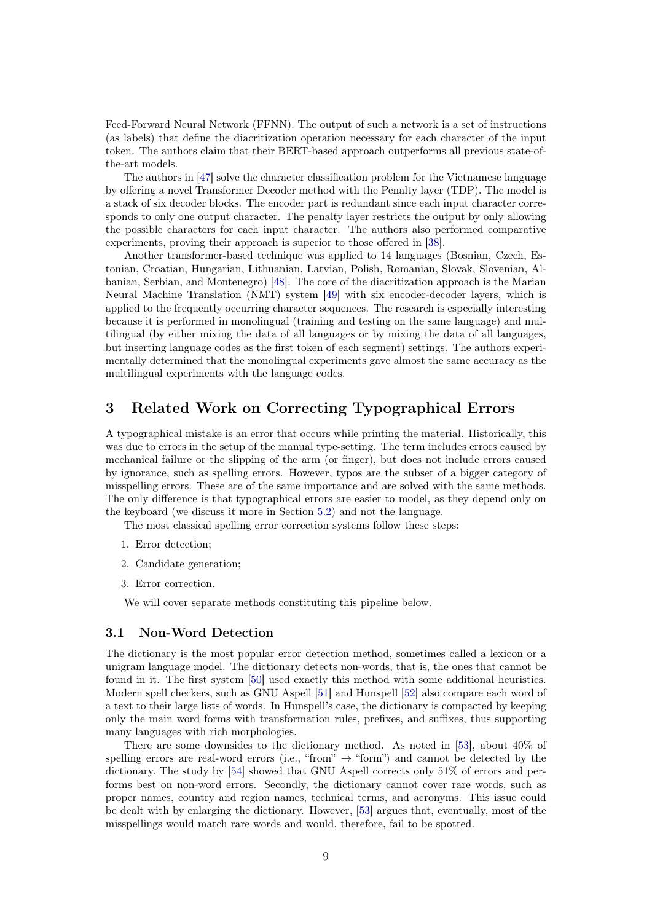Feed-Forward Neural Network (FFNN). The output of such a network is a set of instructions (as labels) that define the diacritization operation necessary for each character of the input token. The authors claim that their BERT-based approach outperforms all previous state-of-the-art models.

The authors in [47] solve the character classification problem for the Vietnamese language by offering a novel Transformer Decoder method with the Penalty layer (TDP). The model is a stack of six decoder blocks. The encoder part is redundant since each input character corresponds to only one output character. The penalty layer restricts the output by only allowing the possible characters for each input character. The authors also performed comparative experiments, proving their approach is superior to those offered in [38].

Another transformer-based technique was applied to 14 languages (Bosnian, Czech, Estonian, Croatian, Hungarian, Lithuanian, Latvian, Polish, Romanian, Slovak, Slovenian, Albanian, Serbian, and Montenegro) [48]. The core of the diacritization approach is the Marian Neural Machine Translation (NMT) system [49] with six encoder-decoder layers, which is applied to the frequently occurring character sequences. The research is especially interesting because it is performed in monolingual (training and testing on the same language) and multilingual (by either mixing the data of all languages or by mixing the data of all languages, but inserting language codes as the first token of each segment) settings. The authors experimentally determined that the monolingual experiments gave almost the same accuracy as the multilingual experiments with the language codes.

# 3 Related Work on Correcting Typographical Errors

A typographical mistake is an error that occurs while printing the material. Historically, this was due to errors in the setup of the manual type-setting. The term includes errors caused by mechanical failure or the slipping of the arm (or finger), but does not include errors caused by ignorance, such as spelling errors. However, typos are the subset of a bigger category of misspelling errors. These are of the same importance and are solved with the same methods. The only difference is that typographical errors are easier to model, as they depend only on the keyboard (we discuss it more in Section 5.2) and not the language.

The most classical spelling error correction systems follow these steps:

1. Error detection;
2. Candidate generation;
3. Error correction.

We will cover separate methods constituting this pipeline below.

## 3.1 Non-Word Detection

The dictionary is the most popular error detection method, sometimes called a lexicon or a unigram language model. The dictionary detects non-words, that is, the ones that cannot be found in it. The first system [50] used exactly this method with some additional heuristics. Modern spell checkers, such as GNU Aspell [51] and Hunspell [52] also compare each word of a text to their large lists of words. In Hunspell's case, the dictionary is compacted by keeping only the main word forms with transformation rules, prefixes, and suffixes, thus supporting many languages with rich morphologies.

There are some downsides to the dictionary method. As noted in [53], about 40% of spelling errors are real-word errors (i.e., "from" → "form") and cannot be detected by the dictionary. The study by [54] showed that GNU Aspell corrects only 51% of errors and performs best on non-word errors. Secondly, the dictionary cannot cover rare words, such as proper names, country and region names, technical terms, and acronyms. This issue could be dealt with by enlarging the dictionary. However, [53] argues that, eventually, most of the misspellings would match rare words and would, therefore, fail to be spotted.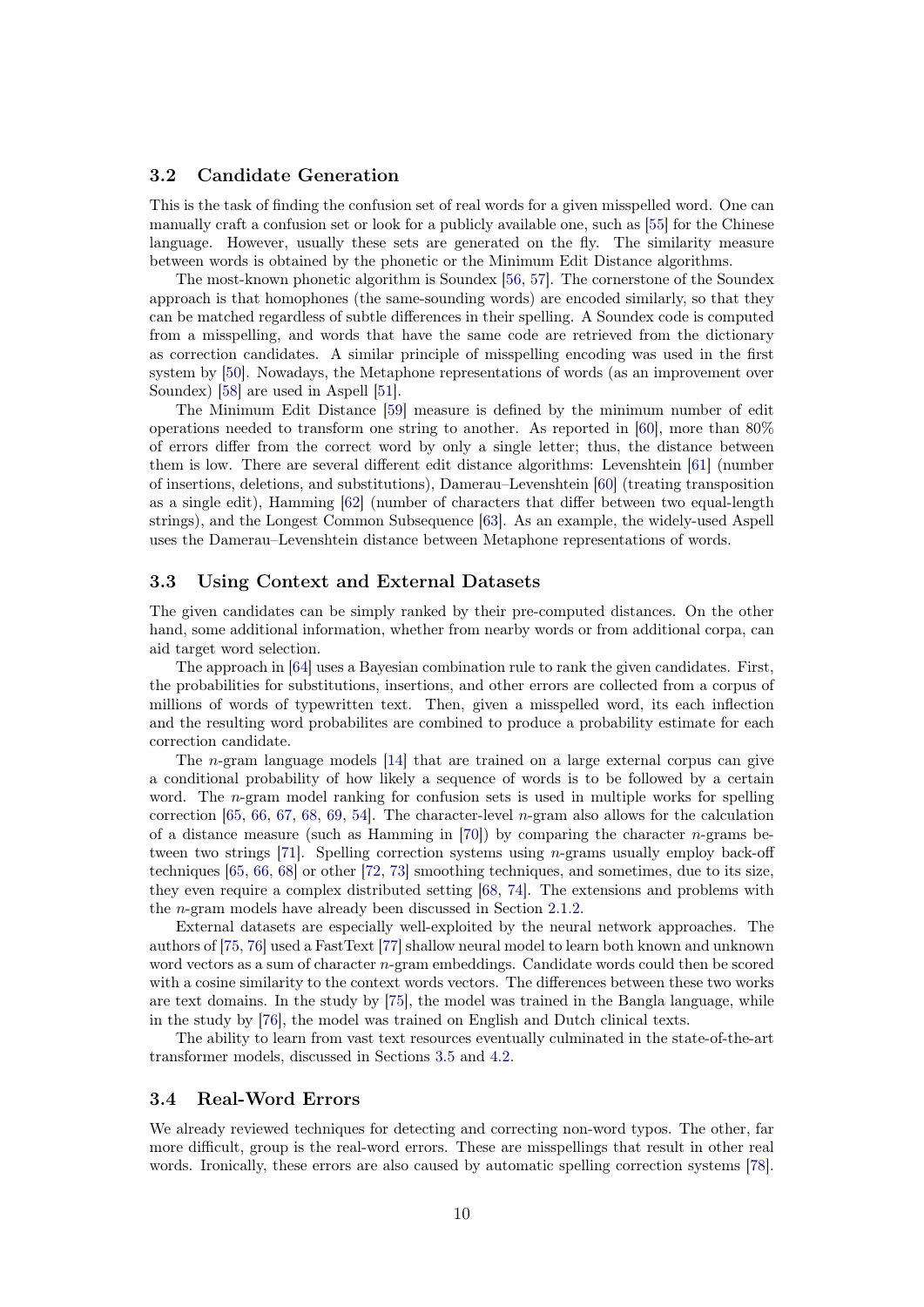### 3.2 Candidate Generation

This is the task of finding the confusion set of real words for a given misspelled word. One can manually craft a confusion set or look for a publicly available one, such as [55] for the Chinese language. However, usually these sets are generated on the fly. The similarity measure between words is obtained by the phonetic or the Minimum Edit Distance algorithms.

The most-known phonetic algorithm is Soundex [56, 57]. The cornerstone of the Soundex approach is that homophones (the same-sounding words) are encoded similarly, so that they can be matched regardless of subtle differences in their spelling. A Soundex code is computed from a misspelling, and words that have the same code are retrieved from the dictionary as correction candidates. A similar principle of misspelling encoding was used in the first system by [50]. Nowadays, the Metaphone representations of words (as an improvement over Soundex) [58] are used in Aspell [51].

The Minimum Edit Distance [59] measure is defined by the minimum number of edit operations needed to transform one string to another. As reported in [60], more than 80% of errors differ from the correct word by only a single letter; thus, the distance between them is low. There are several different edit distance algorithms: Levenshtein [61] (number of insertions, deletions, and substitutions), Damerau–Levenshtein [60] (treating transposition as a single edit), Hamming [62] (number of characters that differ between two equal-length strings), and the Longest Common Subsequence [63]. As an example, the widely-used Aspell uses the Damerau–Levenshtein distance between Metaphone representations of words.

### 3.3 Using Context and External Datasets

The given candidates can be simply ranked by their pre-computed distances. On the other hand, some additional information, whether from nearby words or from additional corpa, can aid target word selection.

The approach in [64] uses a Bayesian combination rule to rank the given candidates. First, the probabilities for substitutions, insertions, and other errors are collected from a corpus of millions of words of typewritten text. Then, given a misspelled word, its each inflection and the resulting word probabilites are combined to produce a probability estimate for each correction candidate.

The $n$-gram language models [14] that are trained on a large external corpus can give a conditional probability of how likely a sequence of words is to be followed by a certain word. The $n$-gram model ranking for confusion sets is used in multiple works for spelling correction [65, 66, 67, 68, 69, 54]. The character-level $n$-gram also allows for the calculation of a distance measure (such as Hamming in [70]) by comparing the character $n$-grams between two strings [71]. Spelling correction systems using $n$-grams usually employ back-off techniques [65, 66, 68] or other [72, 73] smoothing techniques, and sometimes, due to its size, they even require a complex distributed setting [68, 74]. The extensions and problems with the $n$-gram models have already been discussed in Section 2.1.2.

External datasets are especially well-exploited by the neural network approaches. The authors of [75, 76] used a FastText [77] shallow neural model to learn both known and unknown word vectors as a sum of character $n$-gram embeddings. Candidate words could then be scored with a cosine similarity to the context words vectors. The differences between these two works are text domains. In the study by [75], the model was trained in the Bangla language, while in the study by [76], the model was trained on English and Dutch clinical texts.

The ability to learn from vast text resources eventually culminated in the state-of-the-art transformer models, discussed in Sections 3.5 and 4.2.

### 3.4 Real-Word Errors

We already reviewed techniques for detecting and correcting non-word typos. The other, far more difficult, group is the real-word errors. These are misspellings that result in other real words. Ironically, these errors are also caused by automatic spelling correction systems [78].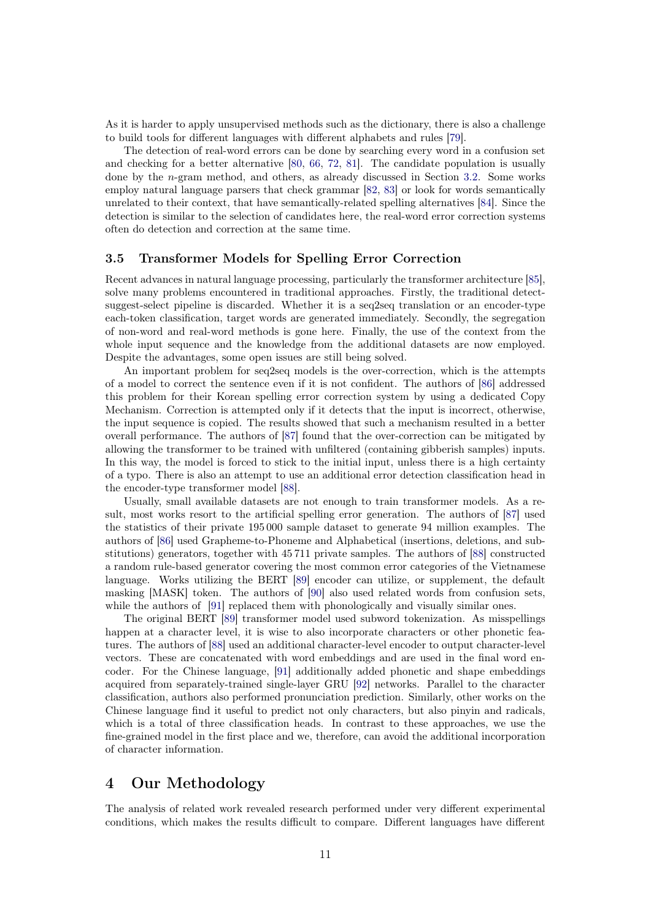As it is harder to apply unsupervised methods such as the dictionary, there is also a challenge to build tools for different languages with different alphabets and rules [79].

The detection of real-word errors can be done by searching every word in a confusion set and checking for a better alternative [80, 66, 72, 81]. The candidate population is usually done by the $n$-gram method, and others, as already discussed in Section 3.2. Some works employ natural language parsers that check grammar [82, 83] or look for words semantically unrelated to their context, that have semantically-related spelling alternatives [84]. Since the detection is similar to the selection of candidates here, the real-word error correction systems often do detection and correction at the same time.

### 3.5 Transformer Models for Spelling Error Correction

Recent advances in natural language processing, particularly the transformer architecture [85], solve many problems encountered in traditional approaches. Firstly, the traditional detect-suggest-select pipeline is discarded. Whether it is a seq2seq translation or an encoder-type each-token classification, target words are generated immediately. Secondly, the segregation of non-word and real-word methods is gone here. Finally, the use of the context from the whole input sequence and the knowledge from the additional datasets are now employed. Despite the advantages, some open issues are still being solved.

An important problem for seq2seq models is the over-correction, which is the attempts of a model to correct the sentence even if it is not confident. The authors of [86] addressed this problem for their Korean spelling error correction system by using a dedicated Copy Mechanism. Correction is attempted only if it detects that the input is incorrect, otherwise, the input sequence is copied. The results showed that such a mechanism resulted in a better overall performance. The authors of [87] found that the over-correction can be mitigated by allowing the transformer to be trained with unfiltered (containing gibberish samples) inputs. In this way, the model is forced to stick to the initial input, unless there is a high certainty of a typo. There is also an attempt to use an additional error detection classification head in the encoder-type transformer model [88].

Usually, small available datasets are not enough to train transformer models. As a result, most works resort to the artificial spelling error generation. The authors of [87] used the statistics of their private 195 000 sample dataset to generate 94 million examples. The authors of [86] used Grapheme-to-Phoneme and Alphabetical (insertions, deletions, and substitutions) generators, together with 45 711 private samples. The authors of [88] constructed a random rule-based generator covering the most common error categories of the Vietnamese language. Works utilizing the BERT [89] encoder can utilize, or supplement, the default masking [MASK] token. The authors of [90] also used related words from confusion sets, while the authors of [91] replaced them with phonologically and visually similar ones.

The original BERT [89] transformer model used subword tokenization. As misspellings happen at a character level, it is wise to also incorporate characters or other phonetic features. The authors of [88] used an additional character-level encoder to output character-level vectors. These are concatenated with word embeddings and are used in the final word encoder. For the Chinese language, [91] additionally added phonetic and shape embeddings acquired from separately-trained single-layer GRU [92] networks. Parallel to the character classification, authors also performed pronunciation prediction. Similarly, other works on the Chinese language find it useful to predict not only characters, but also pinyin and radicals, which is a total of three classification heads. In contrast to these approaches, we use the fine-grained model in the first place and we, therefore, can avoid the additional incorporation of character information.

## 4 Our Methodology

The analysis of related work revealed research performed under very different experimental conditions, which makes the results difficult to compare. Different languages have different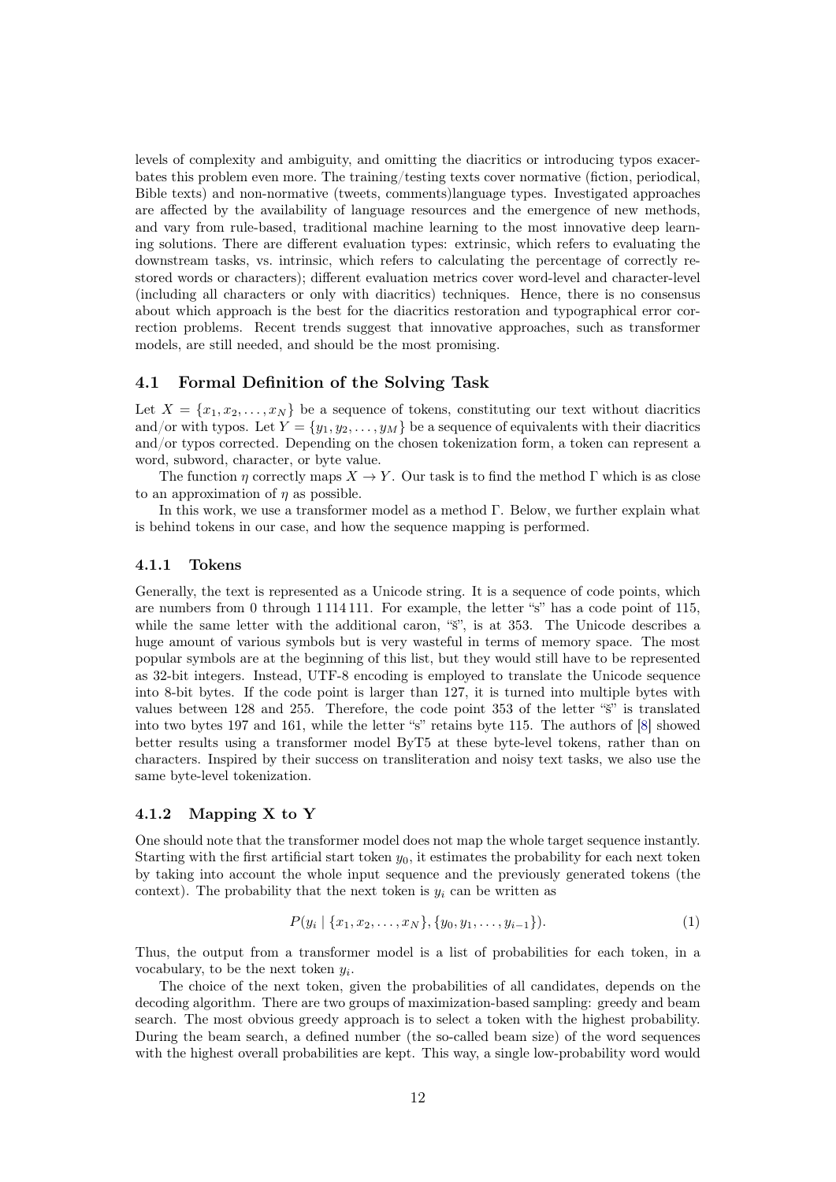levels of complexity and ambiguity, and omitting the diacritics or introducing typos exacerbates this problem even more. The training/testing texts cover normative (fiction, periodical, Bible texts) and non-normative (tweets, comments)language types. Investigated approaches are affected by the availability of language resources and the emergence of new methods, and vary from rule-based, traditional machine learning to the most innovative deep learning solutions. There are different evaluation types: extrinsic, which refers to evaluating the downstream tasks, vs. intrinsic, which refers to calculating the percentage of correctly restored words or characters); different evaluation metrics cover word-level and character-level (including all characters or only with diacritics) techniques. Hence, there is no consensus about which approach is the best for the diacritics restoration and typographical error correction problems. Recent trends suggest that innovative approaches, such as transformer models, are still needed, and should be the most promising.

### 4.1 Formal Definition of the Solving Task

Let $X = \{x_1, x_2, \dots, x_N\}$ be a sequence of tokens, constituting our text without diacritics and/or with typos. Let $Y = \{y_1, y_2, \dots, y_M\}$ be a sequence of equivalents with their diacritics and/or typos corrected. Depending on the chosen tokenization form, a token can represent a word, subword, character, or byte value.

The function $\eta$ correctly maps $X \to Y$. Our task is to find the method $\Gamma$ which is as close to an approximation of $\eta$ as possible.

In this work, we use a transformer model as a method $\Gamma$. Below, we further explain what is behind tokens in our case, and how the sequence mapping is performed.

#### 4.1.1 Tokens

Generally, the text is represented as a Unicode string. It is a sequence of code points, which are numbers from 0 through 1 114 111. For example, the letter "s" has a code point of 115, while the same letter with the additional caron, "š", is at 353. The Unicode describes a huge amount of various symbols but is very wasteful in terms of memory space. The most popular symbols are at the beginning of this list, but they would still have to be represented as 32-bit integers. Instead, UTF-8 encoding is employed to translate the Unicode sequence into 8-bit bytes. If the code point is larger than 127, it is turned into multiple bytes with values between 128 and 255. Therefore, the code point 353 of the letter "š" is translated into two bytes 197 and 161, while the letter "s" retains byte 115. The authors of [8] showed better results using a transformer model ByT5 at these byte-level tokens, rather than on characters. Inspired by their success on transliteration and noisy text tasks, we also use the same byte-level tokenization.

#### 4.1.2 Mapping X to Y

One should note that the transformer model does not map the whole target sequence instantly. Starting with the first artificial start token $y_0$, it estimates the probability for each next token by taking into account the whole input sequence and the previously generated tokens (the context). The probability that the next token is $y_i$ can be written as

$$P(y_i \mid \{x_1, x_2, \dots, x_N\}, \{y_0, y_1, \dots, y_{i-1}\}). \tag{1}$$

Thus, the output from a transformer model is a list of probabilities for each token, in a vocabulary, to be the next token $y_i$.

The choice of the next token, given the probabilities of all candidates, depends on the decoding algorithm. There are two groups of maximization-based sampling: greedy and beam search. The most obvious greedy approach is to select a token with the highest probability. During the beam search, a defined number (the so-called beam size) of the word sequences with the highest overall probabilities are kept. This way, a single low-probability word would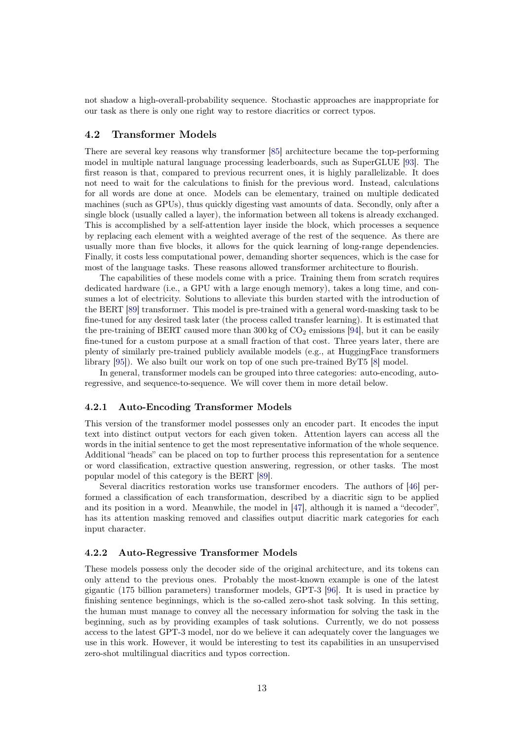not shadow a high-overall-probability sequence. Stochastic approaches are inappropriate for our task as there is only one right way to restore diacritics or correct typos.

## 4.2 Transformer Models

There are several key reasons why transformer [85] architecture became the top-performing model in multiple natural language processing leaderboards, such as SuperGLUE [93]. The first reason is that, compared to previous recurrent ones, it is highly parallelizable. It does not need to wait for the calculations to finish for the previous word. Instead, calculations for all words are done at once. Models can be elementary, trained on multiple dedicated machines (such as GPUs), thus quickly digesting vast amounts of data. Secondly, only after a single block (usually called a layer), the information between all tokens is already exchanged. This is accomplished by a self-attention layer inside the block, which processes a sequence by replacing each element with a weighted average of the rest of the sequence. As there are usually more than five blocks, it allows for the quick learning of long-range dependencies. Finally, it costs less computational power, demanding shorter sequences, which is the case for most of the language tasks. These reasons allowed transformer architecture to flourish.

The capabilities of these models come with a price. Training them from scratch requires dedicated hardware (i.e., a GPU with a large enough memory), takes a long time, and consumes a lot of electricity. Solutions to alleviate this burden started with the introduction of the BERT [89] transformer. This model is pre-trained with a general word-masking task to be fine-tuned for any desired task later (the process called transfer learning). It is estimated that the pre-training of BERT caused more than 300 kg of $CO_2$ emissions [94], but it can be easily fine-tuned for a custom purpose at a small fraction of that cost. Three years later, there are plenty of similarly pre-trained publicly available models (e.g., at HuggingFace transformers library [95]). We also built our work on top of one such pre-trained ByT5 [8] model.

In general, transformer models can be grouped into three categories: auto-encoding, auto-regressive, and sequence-to-sequence. We will cover them in more detail below.

### 4.2.1 Auto-Encoding Transformer Models

This version of the transformer model possesses only an encoder part. It encodes the input text into distinct output vectors for each given token. Attention layers can access all the words in the initial sentence to get the most representative information of the whole sequence. Additional "heads" can be placed on top to further process this representation for a sentence or word classification, extractive question answering, regression, or other tasks. The most popular model of this category is the BERT [89].

Several diacritics restoration works use transformer encoders. The authors of [46] performed a classification of each transformation, described by a diacritic sign to be applied and its position in a word. Meanwhile, the model in [47], although it is named a "decoder", has its attention masking removed and classifies output diacritic mark categories for each input character.

### 4.2.2 Auto-Regressive Transformer Models

These models possess only the decoder side of the original architecture, and its tokens can only attend to the previous ones. Probably the most-known example is one of the latest gigantic (175 billion parameters) transformer models, GPT-3 [96]. It is used in practice by finishing sentence beginnings, which is the so-called zero-shot task solving. In this setting, the human must manage to convey all the necessary information for solving the task in the beginning, such as by providing examples of task solutions. Currently, we do not possess access to the latest GPT-3 model, nor do we believe it can adequately cover the languages we use in this work. However, it would be interesting to test its capabilities in an unsupervised zero-shot multilingual diacritics and typos correction.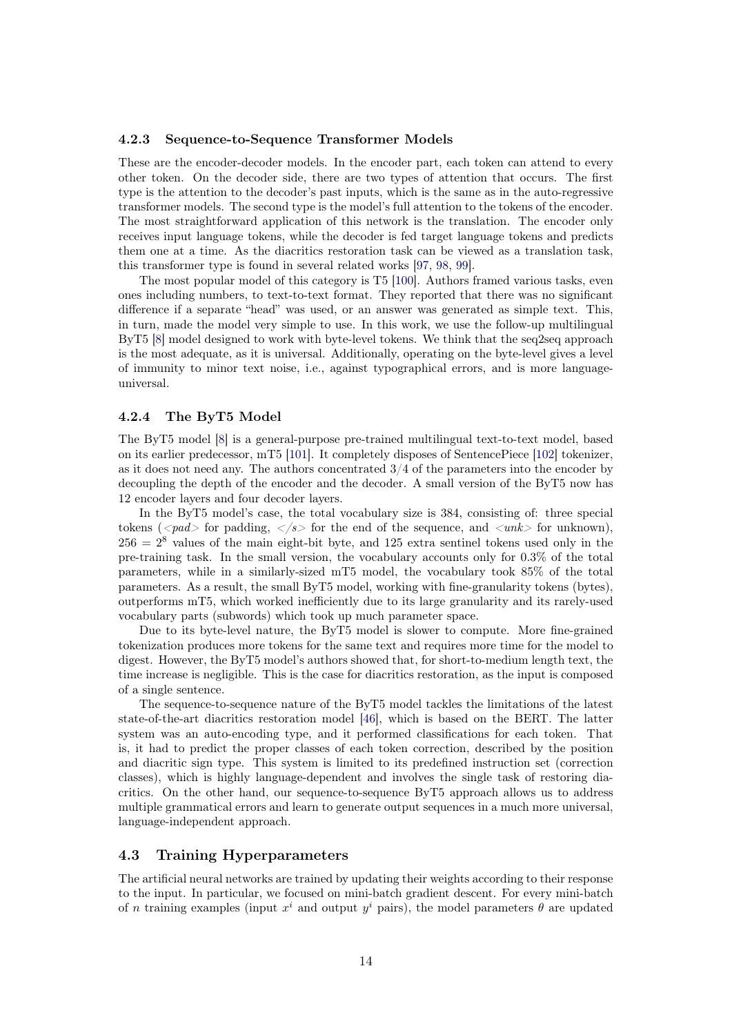### 4.2.3 Sequence-to-Sequence Transformer Models

These are the encoder-decoder models. In the encoder part, each token can attend to every other token. On the decoder side, there are two types of attention that occurs. The first type is the attention to the decoder's past inputs, which is the same as in the auto-regressive transformer models. The second type is the model's full attention to the tokens of the encoder. The most straightforward application of this network is the translation. The encoder only receives input language tokens, while the decoder is fed target language tokens and predicts them one at a time. As the diacritics restoration task can be viewed as a translation task, this transformer type is found in several related works [97, 98, 99].

The most popular model of this category is T5 [100]. Authors framed various tasks, even ones including numbers, to text-to-text format. They reported that there was no significant difference if a separate "head" was used, or an answer was generated as simple text. This, in turn, made the model very simple to use. In this work, we use the follow-up multilingual ByT5 [8] model designed to work with byte-level tokens. We think that the seq2seq approach is the most adequate, as it is universal. Additionally, operating on the byte-level gives a level of immunity to minor text noise, i.e., against typographical errors, and is more language-universal.

### 4.2.4 The ByT5 Model

The ByT5 model [8] is a general-purpose pre-trained multilingual text-to-text model, based on its earlier predecessor, mT5 [101]. It completely disposes of SentencePiece [102] tokenizer, as it does not need any. The authors concentrated 3/4 of the parameters into the encoder by decoupling the depth of the encoder and the decoder. A small version of the ByT5 now has 12 encoder layers and four decoder layers.

In the ByT5 model's case, the total vocabulary size is 384, consisting of: three special tokens (*<pad>* for padding, *</s>* for the end of the sequence, and *<unk>* for unknown), $256 = 2^8$ values of the main eight-bit byte, and 125 extra sentinel tokens used only in the pre-training task. In the small version, the vocabulary accounts only for 0.3% of the total parameters, while in a similarly-sized mT5 model, the vocabulary took 85% of the total parameters. As a result, the small ByT5 model, working with fine-granularity tokens (bytes), outperforms mT5, which worked inefficiently due to its large granularity and its rarely-used vocabulary parts (subwords) which took up much parameter space.

Due to its byte-level nature, the ByT5 model is slower to compute. More fine-grained tokenization produces more tokens for the same text and requires more time for the model to digest. However, the ByT5 model's authors showed that, for short-to-medium length text, the time increase is negligible. This is the case for diacritics restoration, as the input is composed of a single sentence.

The sequence-to-sequence nature of the ByT5 model tackles the limitations of the latest state-of-the-art diacritics restoration model [46], which is based on the BERT. The latter system was an auto-encoding type, and it performed classifications for each token. That is, it had to predict the proper classes of each token correction, described by the position and diacritic sign type. This system is limited to its predefined instruction set (correction classes), which is highly language-dependent and involves the single task of restoring diacritics. On the other hand, our sequence-to-sequence ByT5 approach allows us to address multiple grammatical errors and learn to generate output sequences in a much more universal, language-independent approach.

## 4.3 Training Hyperparameters

The artificial neural networks are trained by updating their weights according to their response to the input. In particular, we focused on mini-batch gradient descent. For every mini-batch of $n$ training examples (input $x^i$ and output $y^i$ pairs), the model parameters $\theta$ are updated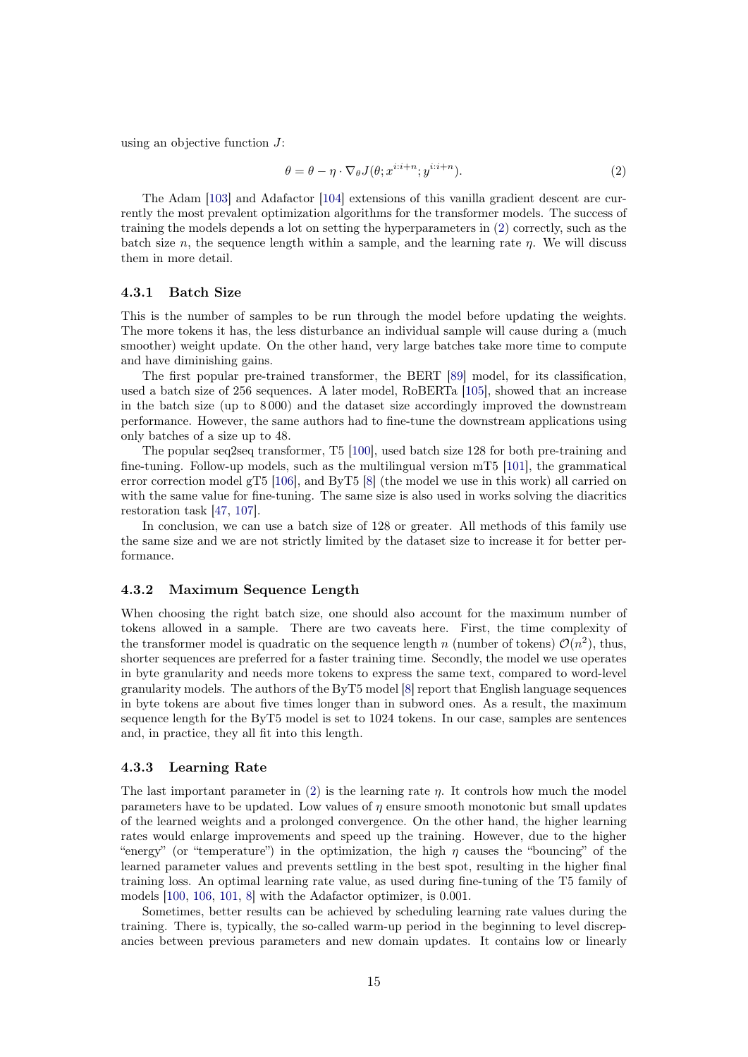using an objective function $J$:

$$\theta = \theta - \eta \cdot \nabla_\theta J(\theta; x^{i:i+n}; y^{i:i+n}). \tag{2}$$

The Adam [103] and Adafactor [104] extensions of this vanilla gradient descent are currently the most prevalent optimization algorithms for the transformer models. The success of training the models depends a lot on setting the hyperparameters in (2) correctly, such as the batch size $n$, the sequence length within a sample, and the learning rate $\eta$. We will discuss them in more detail.

### 4.3.1 Batch Size

This is the number of samples to be run through the model before updating the weights. The more tokens it has, the less disturbance an individual sample will cause during a (much smoother) weight update. On the other hand, very large batches take more time to compute and have diminishing gains.

The first popular pre-trained transformer, the BERT [89] model, for its classification, used a batch size of 256 sequences. A later model, RoBERTa [105], showed that an increase in the batch size (up to 8 000) and the dataset size accordingly improved the downstream performance. However, the same authors had to fine-tune the downstream applications using only batches of a size up to 48.

The popular seq2seq transformer, T5 [100], used batch size 128 for both pre-training and fine-tuning. Follow-up models, such as the multilingual version mT5 [101], the grammatical error correction model gT5 [106], and ByT5 [8] (the model we use in this work) all carried on with the same value for fine-tuning. The same size is also used in works solving the diacritics restoration task [47, 107].

In conclusion, we can use a batch size of 128 or greater. All methods of this family use the same size and we are not strictly limited by the dataset size to increase it for better performance.

### 4.3.2 Maximum Sequence Length

When choosing the right batch size, one should also account for the maximum number of tokens allowed in a sample. There are two caveats here. First, the time complexity of the transformer model is quadratic on the sequence length $n$ (number of tokens) $\mathcal{O}(n^2)$, thus, shorter sequences are preferred for a faster training time. Secondly, the model we use operates in byte granularity and needs more tokens to express the same text, compared to word-level granularity models. The authors of the ByT5 model [8] report that English language sequences in byte tokens are about five times longer than in subword ones. As a result, the maximum sequence length for the ByT5 model is set to 1024 tokens. In our case, samples are sentences and, in practice, they all fit into this length.

### 4.3.3 Learning Rate

The last important parameter in (2) is the learning rate $\eta$. It controls how much the model parameters have to be updated. Low values of $\eta$ ensure smooth monotonic but small updates of the learned weights and a prolonged convergence. On the other hand, the higher learning rates would enlarge improvements and speed up the training. However, due to the higher "energy" (or "temperature") in the optimization, the high $\eta$ causes the "bouncing" of the learned parameter values and prevents settling in the best spot, resulting in the higher final training loss. An optimal learning rate value, as used during fine-tuning of the T5 family of models [100, 106, 101, 8] with the Adafactor optimizer, is 0.001.

Sometimes, better results can be achieved by scheduling learning rate values during the training. There is, typically, the so-called warm-up period in the beginning to level discrepancies between previous parameters and new domain updates. It contains low or linearly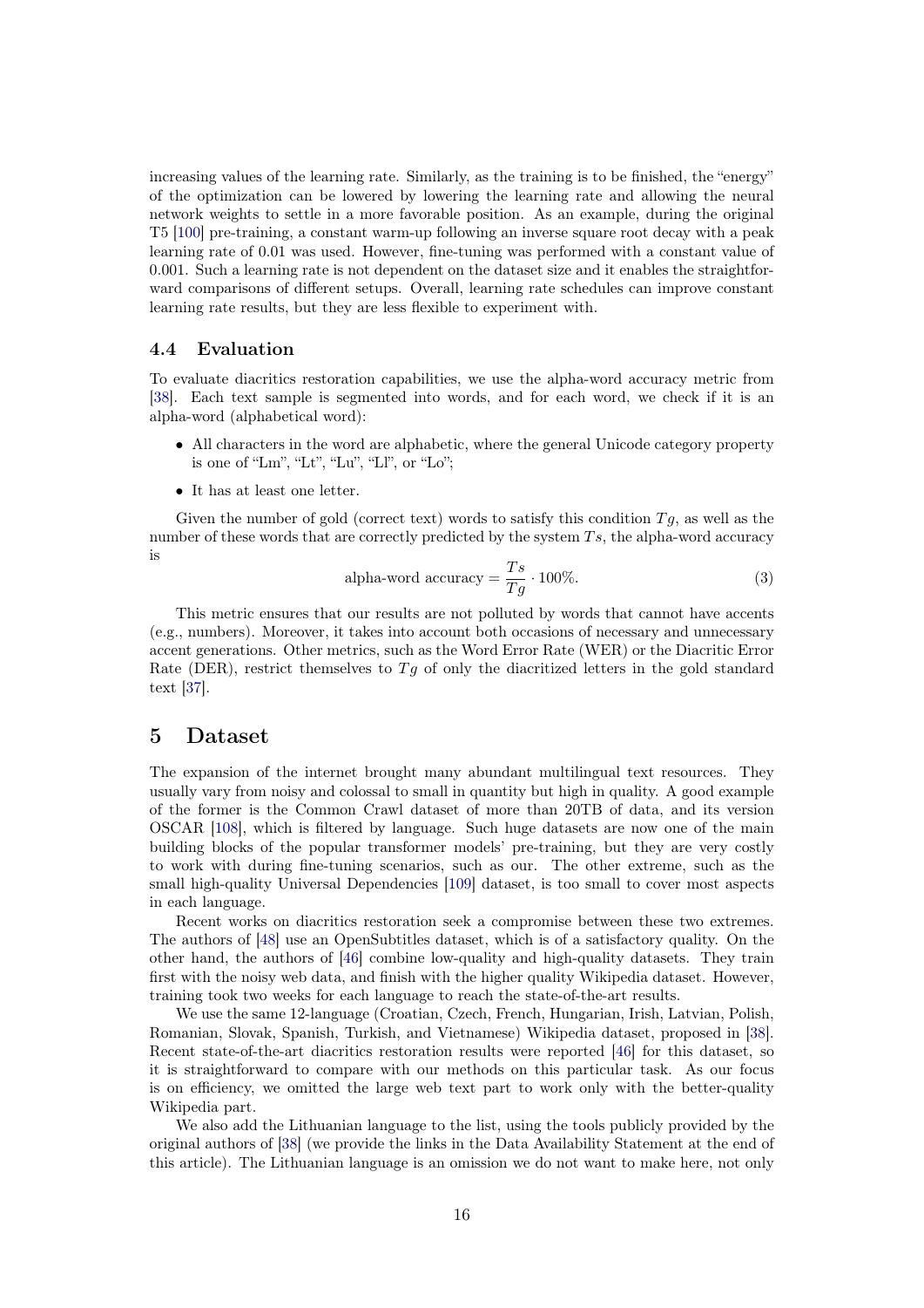increasing values of the learning rate. Similarly, as the training is to be finished, the "energy" of the optimization can be lowered by lowering the learning rate and allowing the neural network weights to settle in a more favorable position. As an example, during the original T5 [100] pre-training, a constant warm-up following an inverse square root decay with a peak learning rate of 0.01 was used. However, fine-tuning was performed with a constant value of 0.001. Such a learning rate is not dependent on the dataset size and it enables the straightforward comparisons of different setups. Overall, learning rate schedules can improve constant learning rate results, but they are less flexible to experiment with.

### 4.4 Evaluation

To evaluate diacritics restoration capabilities, we use the alpha-word accuracy metric from [38]. Each text sample is segmented into words, and for each word, we check if it is an alpha-word (alphabetical word):

- All characters in the word are alphabetic, where the general Unicode category property is one of "Lm", "Lt", "Lu", "Ll", or "Lo";
- It has at least one letter.

Given the number of gold (correct text) words to satisfy this condition $Tg$, as well as the number of these words that are correctly predicted by the system $Ts$, the alpha-word accuracy is

$$\text{alpha-word accuracy} = \frac{Ts}{Tg} \cdot 100\%. \tag{3}$$

This metric ensures that our results are not polluted by words that cannot have accents (e.g., numbers). Moreover, it takes into account both occasions of necessary and unnecessary accent generations. Other metrics, such as the Word Error Rate (WER) or the Diacritic Error Rate (DER), restrict themselves to $Tg$ of only the diacritized letters in the gold standard text [37].

## 5 Dataset

The expansion of the internet brought many abundant multilingual text resources. They usually vary from noisy and colossal to small in quantity but high in quality. A good example of the former is the Common Crawl dataset of more than 20TB of data, and its version OSCAR [108], which is filtered by language. Such huge datasets are now one of the main building blocks of the popular transformer models' pre-training, but they are very costly to work with during fine-tuning scenarios, such as our. The other extreme, such as the small high-quality Universal Dependencies [109] dataset, is too small to cover most aspects in each language.

Recent works on diacritics restoration seek a compromise between these two extremes. The authors of [48] use an OpenSubtitles dataset, which is of a satisfactory quality. On the other hand, the authors of [46] combine low-quality and high-quality datasets. They train first with the noisy web data, and finish with the higher quality Wikipedia dataset. However, training took two weeks for each language to reach the state-of-the-art results.

We use the same 12-language (Croatian, Czech, French, Hungarian, Irish, Latvian, Polish, Romanian, Slovak, Spanish, Turkish, and Vietnamese) Wikipedia dataset, proposed in [38]. Recent state-of-the-art diacritics restoration results were reported [46] for this dataset, so it is straightforward to compare with our methods on this particular task. As our focus is on efficiency, we omitted the large web text part to work only with the better-quality Wikipedia part.

We also add the Lithuanian language to the list, using the tools publicly provided by the original authors of [38] (we provide the links in the Data Availability Statement at the end of this article). The Lithuanian language is an omission we do not want to make here, not only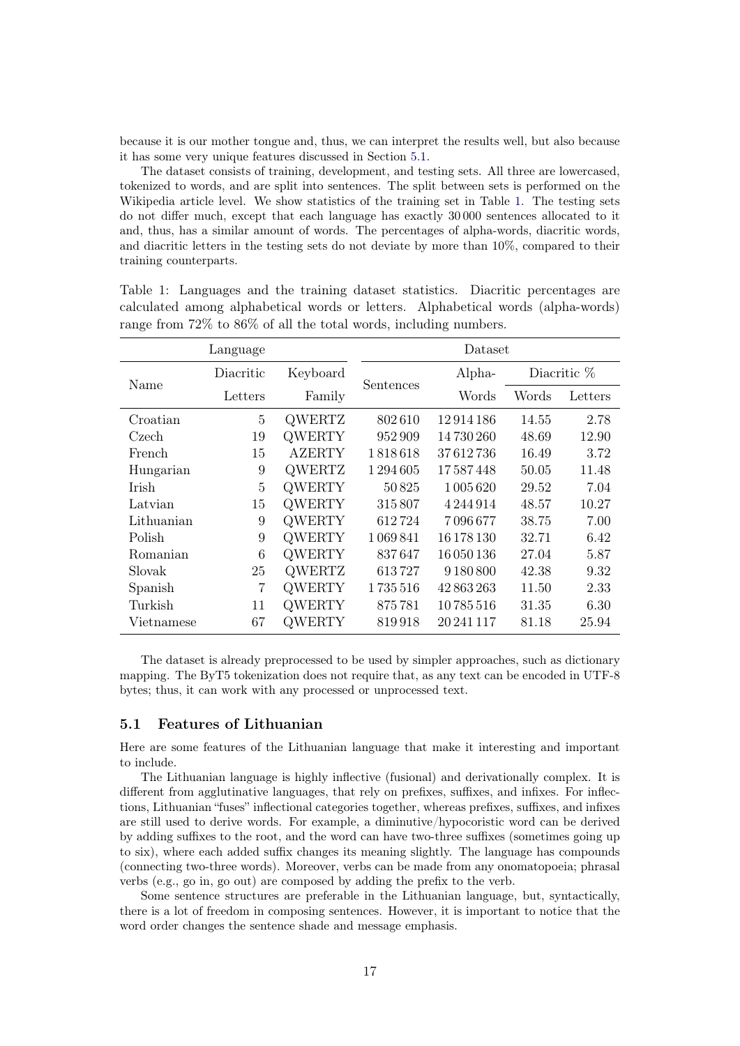because it is our mother tongue and, thus, we can interpret the results well, but also because it has some very unique features discussed in Section 5.1.

The dataset consists of training, development, and testing sets. All three are lowercased, tokenized to words, and are split into sentences. The split between sets is performed on the Wikipedia article level. We show statistics of the training set in Table 1. The testing sets do not differ much, except that each language has exactly 30 000 sentences allocated to it and, thus, has a similar amount of words. The percentages of alpha-words, diacritic words, and diacritic letters in the testing sets do not deviate by more than 10%, compared to their training counterparts.

Table 1: Languages and the training dataset statistics. Diacritic percentages are calculated among alphabetical words or letters. Alphabetical words (alpha-words) range from 72% to 86% of all the total words, including numbers.

| Language | | | Dataset | | | |
|---|---|---|---|---|---|---|
| Name | Diacritic Letters | Keyboard Family | Sentences | Alpha-Words | Diacritic % Words | Diacritic % Letters |
| Croatian | 5 | QWERTZ | 802 610 | 12 914 186 | 14.55 | 2.78 |
| Czech | 19 | QWERTY | 952 909 | 14 730 260 | 48.69 | 12.90 |
| French | 15 | AZERTY | 1 818 618 | 37 612 736 | 16.49 | 3.72 |
| Hungarian | 9 | QWERTZ | 1 294 605 | 17 587 448 | 50.05 | 11.48 |
| Irish | 5 | QWERTY | 50 825 | 1 005 620 | 29.52 | 7.04 |
| Latvian | 15 | QWERTY | 315 807 | 4 244 914 | 48.57 | 10.27 |
| Lithuanian | 9 | QWERTY | 612 724 | 7 096 677 | 38.75 | 7.00 |
| Polish | 9 | QWERTY | 1 069 841 | 16 178 130 | 32.71 | 6.42 |
| Romanian | 6 | QWERTY | 837 647 | 16 050 136 | 27.04 | 5.87 |
| Slovak | 25 | QWERTZ | 613 727 | 9 180 800 | 42.38 | 9.32 |
| Spanish | 7 | QWERTY | 1 735 516 | 42 863 263 | 11.50 | 2.33 |
| Turkish | 11 | QWERTY | 875 781 | 10 785 516 | 31.35 | 6.30 |
| Vietnamese | 67 | QWERTY | 819 918 | 20 241 117 | 81.18 | 25.94 |

The dataset is already preprocessed to be used by simpler approaches, such as dictionary mapping. The ByT5 tokenization does not require that, as any text can be encoded in UTF-8 bytes; thus, it can work with any processed or unprocessed text.

### 5.1 Features of Lithuanian

Here are some features of the Lithuanian language that make it interesting and important to include.

The Lithuanian language is highly inflective (fusional) and derivationally complex. It is different from agglutinative languages, that rely on prefixes, suffixes, and infixes. For inflections, Lithuanian "fuses" inflectional categories together, whereas prefixes, suffixes, and infixes are still used to derive words. For example, a diminutive/hypocoristic word can be derived by adding suffixes to the root, and the word can have two-three suffixes (sometimes going up to six), where each added suffix changes its meaning slightly. The language has compounds (connecting two-three words). Moreover, verbs can be made from any onomatopoeia; phrasal verbs (e.g., go in, go out) are composed by adding the prefix to the verb.

Some sentence structures are preferable in the Lithuanian language, but, syntactically, there is a lot of freedom in composing sentences. However, it is important to notice that the word order changes the sentence shade and message emphasis.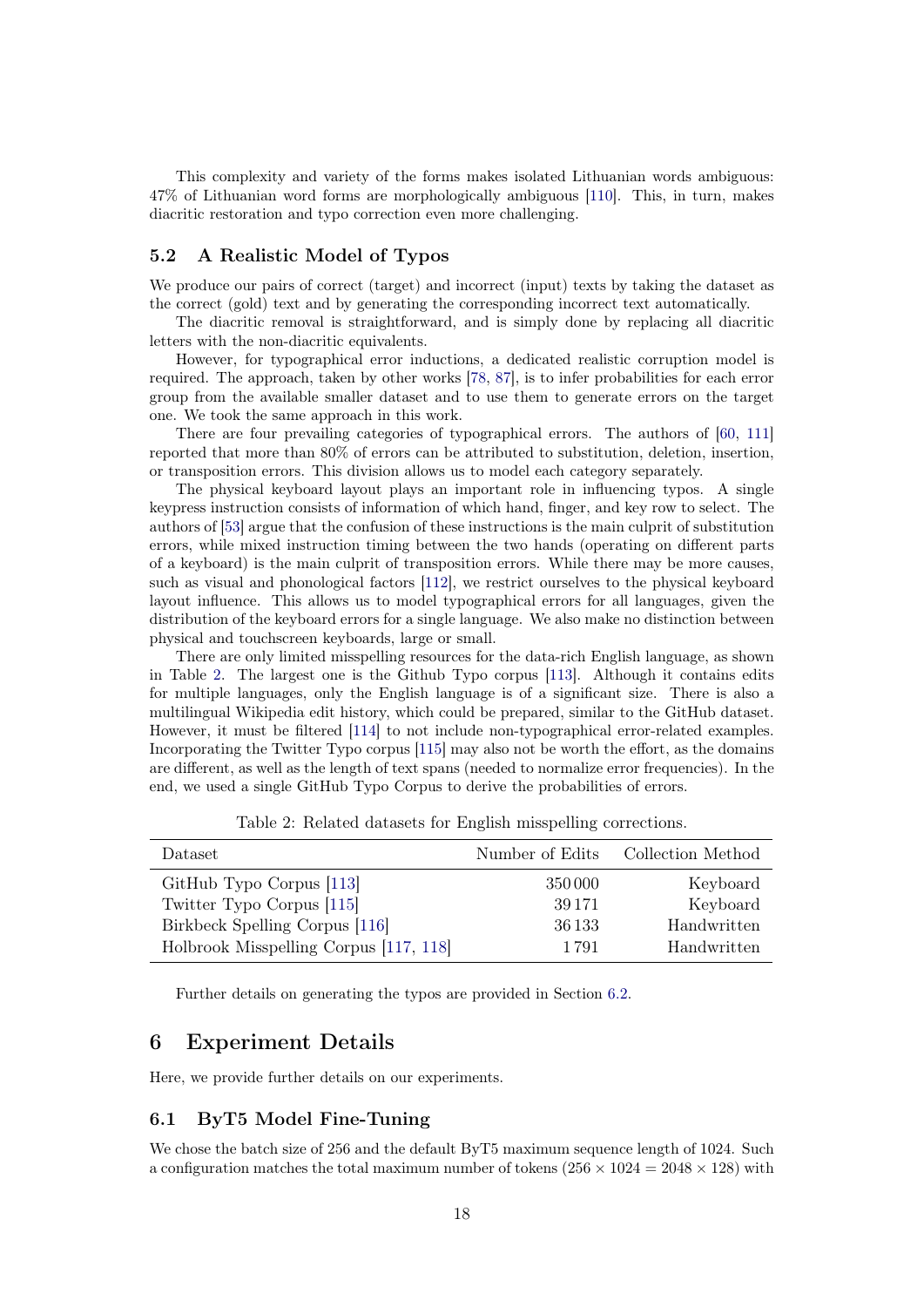This complexity and variety of the forms makes isolated Lithuanian words ambiguous: 47% of Lithuanian word forms are morphologically ambiguous [110]. This, in turn, makes diacritic restoration and typo correction even more challenging.

### 5.2 A Realistic Model of Typos

We produce our pairs of correct (target) and incorrect (input) texts by taking the dataset as the correct (gold) text and by generating the corresponding incorrect text automatically.

The diacritic removal is straightforward, and is simply done by replacing all diacritic letters with the non-diacritic equivalents.

However, for typographical error inductions, a dedicated realistic corruption model is required. The approach, taken by other works [78, 87], is to infer probabilities for each error group from the available smaller dataset and to use them to generate errors on the target one. We took the same approach in this work.

There are four prevailing categories of typographical errors. The authors of [60, 111] reported that more than 80% of errors can be attributed to substitution, deletion, insertion, or transposition errors. This division allows us to model each category separately.

The physical keyboard layout plays an important role in influencing typos. A single keypress instruction consists of information of which hand, finger, and key row to select. The authors of [53] argue that the confusion of these instructions is the main culprit of substitution errors, while mixed instruction timing between the two hands (operating on different parts of a keyboard) is the main culprit of transposition errors. While there may be more causes, such as visual and phonological factors [112], we restrict ourselves to the physical keyboard layout influence. This allows us to model typographical errors for all languages, given the distribution of the keyboard errors for a single language. We also make no distinction between physical and touchscreen keyboards, large or small.

There are only limited misspelling resources for the data-rich English language, as shown in Table 2. The largest one is the Github Typo corpus [113]. Although it contains edits for multiple languages, only the English language is of a significant size. There is also a multilingual Wikipedia edit history, which could be prepared, similar to the GitHub dataset. However, it must be filtered [114] to not include non-typographical error-related examples. Incorporating the Twitter Typo corpus [115] may also not be worth the effort, as the domains are different, as well as the length of text spans (needed to normalize error frequencies). In the end, we used a single GitHub Typo Corpus to derive the probabilities of errors.

Table 2: Related datasets for English misspelling corrections.

| Dataset | Number of Edits | Collection Method |
|---|---|---|
| GitHub Typo Corpus [113] | 350 000 | Keyboard |
| Twitter Typo Corpus [115] | 39 171 | Keyboard |
| Birkbeck Spelling Corpus [116] | 36 133 | Handwritten |
| Holbrook Misspelling Corpus [117, 118] | 1 791 | Handwritten |

Further details on generating the typos are provided in Section 6.2.

## 6 Experiment Details

Here, we provide further details on our experiments.

### 6.1 ByT5 Model Fine-Tuning

We chose the batch size of 256 and the default ByT5 maximum sequence length of 1024. Such a configuration matches the total maximum number of tokens ($256 \times 1024 = 2048 \times 128$) with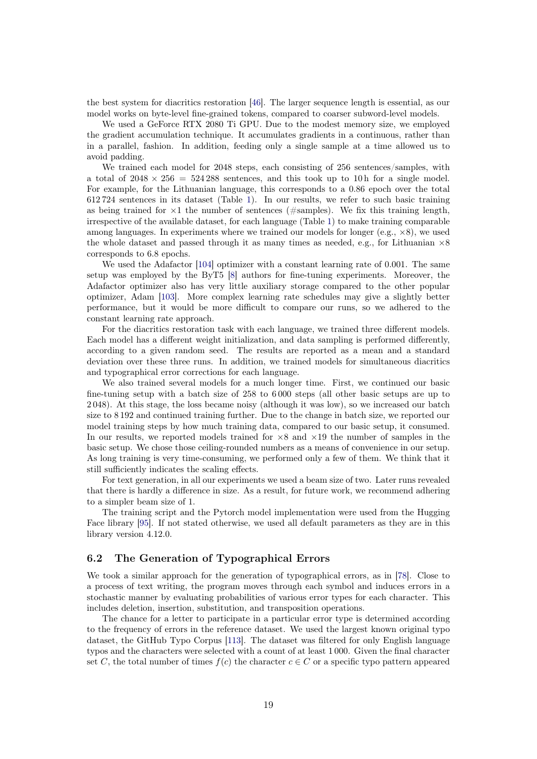the best system for diacritics restoration [46]. The larger sequence length is essential, as our model works on byte-level fine-grained tokens, compared to coarser subword-level models.

We used a GeForce RTX 2080 Ti GPU. Due to the modest memory size, we employed the gradient accumulation technique. It accumulates gradients in a continuous, rather than in a parallel, fashion. In addition, feeding only a single sample at a time allowed us to avoid padding.

We trained each model for 2048 steps, each consisting of 256 sentences/samples, with a total of $2048 \times 256 = 524\,288$ sentences, and this took up to 10 h for a single model. For example, for the Lithuanian language, this corresponds to a 0.86 epoch over the total 612 724 sentences in its dataset (Table 1). In our results, we refer to such basic training as being trained for $\times 1$ the number of sentences (#samples). We fix this training length, irrespective of the available dataset, for each language (Table 1) to make training comparable among languages. In experiments where we trained our models for longer (e.g., $\times 8$), we used the whole dataset and passed through it as many times as needed, e.g., for Lithuanian $\times 8$ corresponds to 6.8 epochs.

We used the Adafactor [104] optimizer with a constant learning rate of 0.001. The same setup was employed by the ByT5 [8] authors for fine-tuning experiments. Moreover, the Adafactor optimizer also has very little auxiliary storage compared to the other popular optimizer, Adam [103]. More complex learning rate schedules may give a slightly better performance, but it would be more difficult to compare our runs, so we adhered to the constant learning rate approach.

For the diacritics restoration task with each language, we trained three different models. Each model has a different weight initialization, and data sampling is performed differently, according to a given random seed. The results are reported as a mean and a standard deviation over these three runs. In addition, we trained models for simultaneous diacritics and typographical error corrections for each language.

We also trained several models for a much longer time. First, we continued our basic fine-tuning setup with a batch size of 258 to 6 000 steps (all other basic setups are up to 2 048). At this stage, the loss became noisy (although it was low), so we increased our batch size to 8 192 and continued training further. Due to the change in batch size, we reported our model training steps by how much training data, compared to our basic setup, it consumed. In our results, we reported models trained for $\times 8$ and $\times 19$ the number of samples in the basic setup. We chose those ceiling-rounded numbers as a means of convenience in our setup. As long training is very time-consuming, we performed only a few of them. We think that it still sufficiently indicates the scaling effects.

For text generation, in all our experiments we used a beam size of two. Later runs revealed that there is hardly a difference in size. As a result, for future work, we recommend adhering to a simpler beam size of 1.

The training script and the Pytorch model implementation were used from the Hugging Face library [95]. If not stated otherwise, we used all default parameters as they are in this library version 4.12.0.

## 6.2 The Generation of Typographical Errors

We took a similar approach for the generation of typographical errors, as in [78]. Close to a process of text writing, the program moves through each symbol and induces errors in a stochastic manner by evaluating probabilities of various error types for each character. This includes deletion, insertion, substitution, and transposition operations.

The chance for a letter to participate in a particular error type is determined according to the frequency of errors in the reference dataset. We used the largest known original typo dataset, the GitHub Typo Corpus [113]. The dataset was filtered for only English language typos and the characters were selected with a count of at least 1 000. Given the final character set $C$, the total number of times $f(c)$ the character $c \in C$ or a specific typo pattern appeared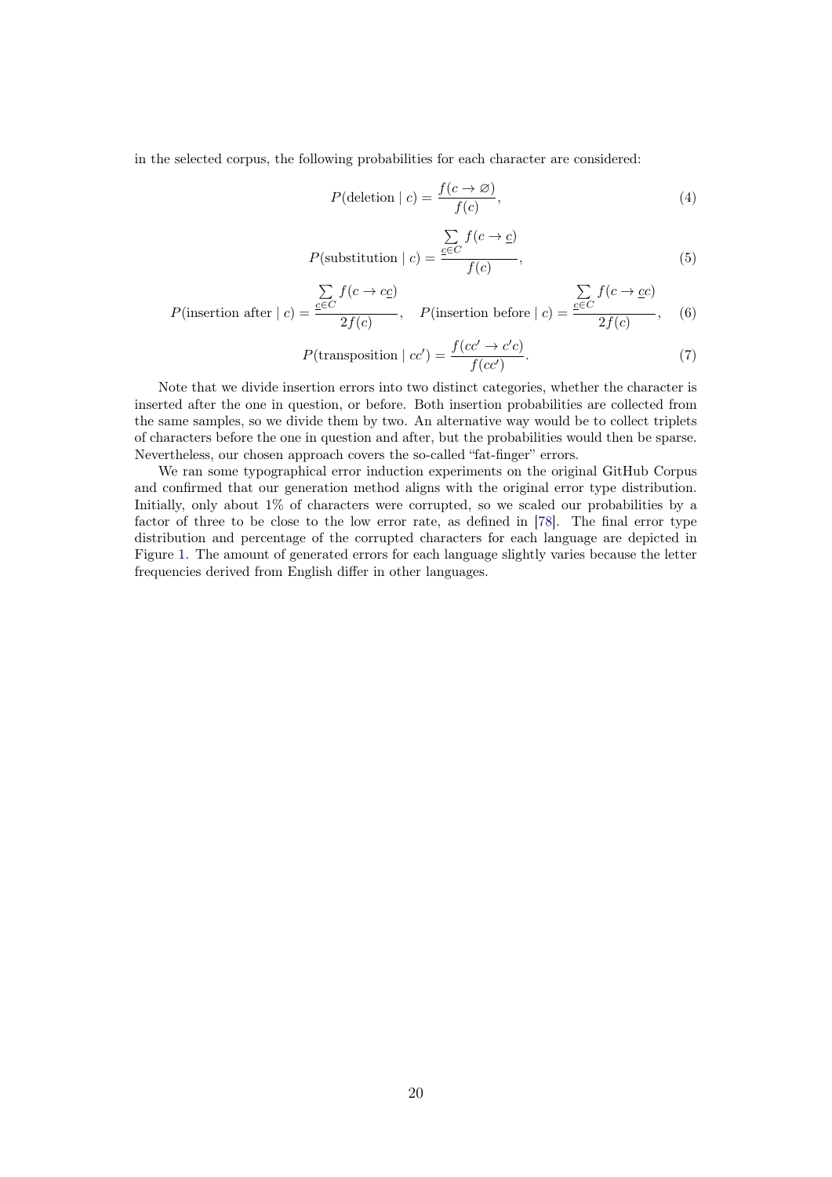in the selected corpus, the following probabilities for each character are considered:

$$P(\text{deletion} \mid c) = \frac{f(c \to \varnothing)}{f(c)}, \tag{4}$$

$$P(\text{substitution} \mid c) = \frac{\sum_{\underline{c} \in C} f(c \to \underline{c})}{f(c)}, \tag{5}$$

$$P(\text{insertion after} \mid c) = \frac{\sum_{\underline{c} \in C} f(c \to c\underline{c})}{2f(c)}, \quad P(\text{insertion before} \mid c) = \frac{\sum_{\underline{c} \in C} f(c \to \underline{c}c)}{2f(c)}, \tag{6}$$

$$P(\text{transposition} \mid cc') = \frac{f(cc' \to c'c)}{f(cc')}. \tag{7}$$

Note that we divide insertion errors into two distinct categories, whether the character is inserted after the one in question, or before. Both insertion probabilities are collected from the same samples, so we divide them by two. An alternative way would be to collect triplets of characters before the one in question and after, but the probabilities would then be sparse. Nevertheless, our chosen approach covers the so-called "fat-finger" errors.

We ran some typographical error induction experiments on the original GitHub Corpus and confirmed that our generation method aligns with the original error type distribution. Initially, only about 1% of characters were corrupted, so we scaled our probabilities by a factor of three to be close to the low error rate, as defined in [78]. The final error type distribution and percentage of the corrupted characters for each language are depicted in Figure 1. The amount of generated errors for each language slightly varies because the letter frequencies derived from English differ in other languages.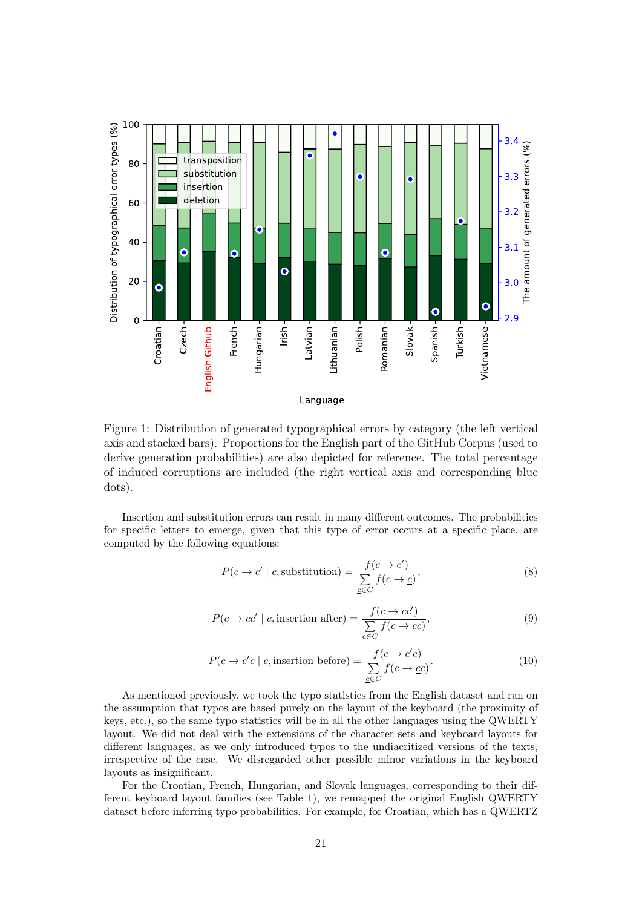Figure 1: Distribution of generated typographical errors by category (the left vertical axis and stacked bars). Proportions for the English part of the GitHub Corpus (used to derive generation probabilities) are also depicted for reference. The total percentage of induced corruptions are included (the right vertical axis and corresponding blue dots).

Insertion and substitution errors can result in many different outcomes. The probabilities for specific letters to emerge, given that this type of error occurs at a specific place, are computed by the following equations:

$$P(c \to c' \mid c, \text{substitution}) = \frac{f(c \to c')}{\sum_{\underline{c} \in C} f(c \to \underline{c})}, \tag{8}$$

$$P(c \to cc' \mid c, \text{insertion after}) = \frac{f(c \to cc')}{\sum_{\underline{c} \in C} f(c \to c\underline{c})}, \tag{9}$$

$$P(c \to c'c \mid c, \text{insertion before}) = \frac{f(c \to c'c)}{\sum_{\underline{c} \in C} f(c \to \underline{c}c)}. \tag{10}$$

As mentioned previously, we took the typo statistics from the English dataset and ran on the assumption that typos are based purely on the layout of the keyboard (the proximity of keys, etc.), so the same typo statistics will be in all the other languages using the QWERTY layout. We did not deal with the extensions of the character sets and keyboard layouts for different languages, as we only introduced typos to the undiacritized versions of the texts, irrespective of the case. We disregarded other possible minor variations in the keyboard layouts as insignificant.

For the Croatian, French, Hungarian, and Slovak languages, corresponding to their different keyboard layout families (see Table 1), we remapped the original English QWERTY dataset before inferring typo probabilities. For example, for Croatian, which has a QWERTZ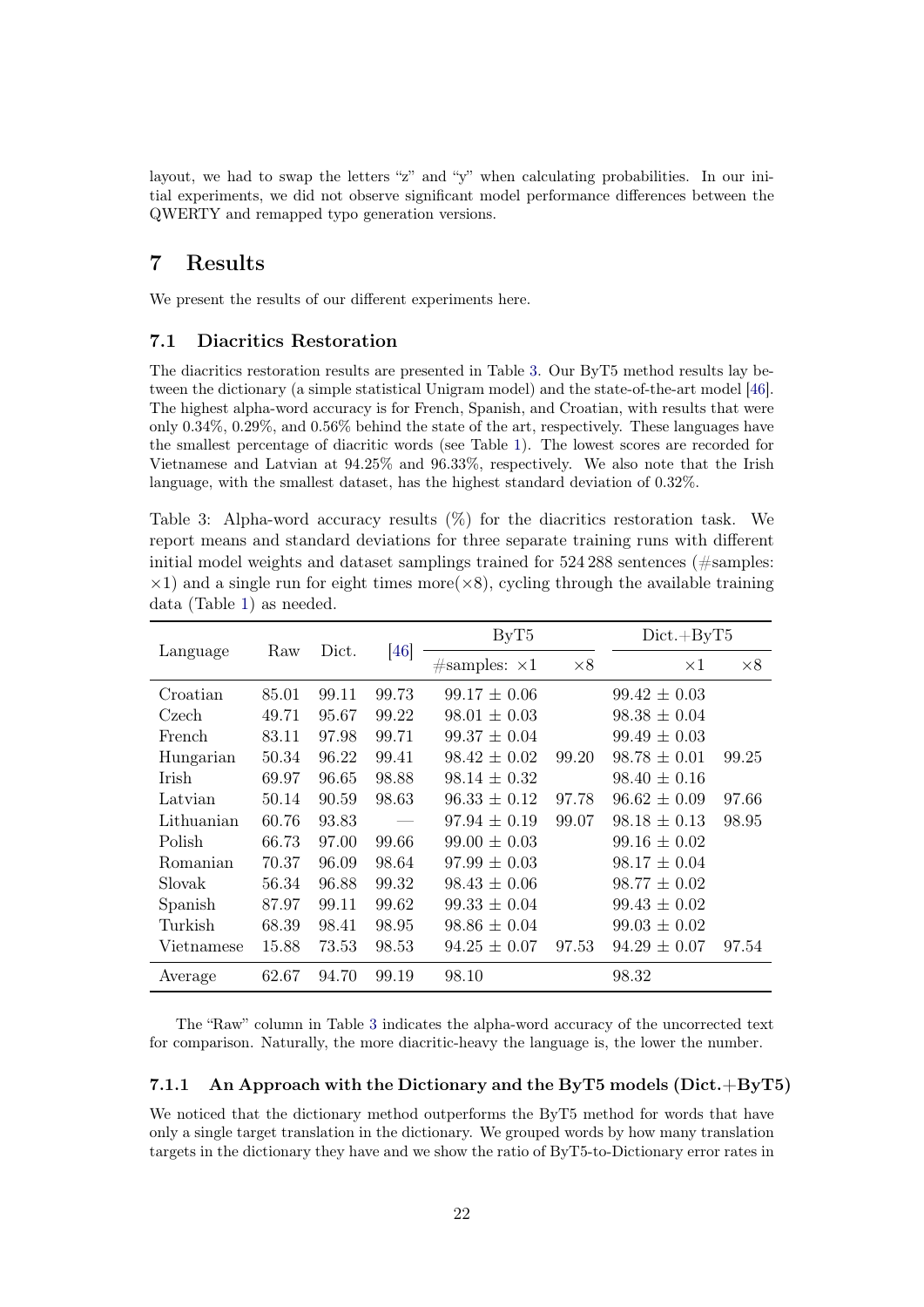layout, we had to swap the letters "z" and "y" when calculating probabilities. In our initial experiments, we did not observe significant model performance differences between the QWERTY and remapped typo generation versions.

# 7 Results

We present the results of our different experiments here.

## 7.1 Diacritics Restoration

The diacritics restoration results are presented in Table 3. Our ByT5 method results lay between the dictionary (a simple statistical Unigram model) and the state-of-the-art model [46]. The highest alpha-word accuracy is for French, Spanish, and Croatian, with results that were only 0.34%, 0.29%, and 0.56% behind the state of the art, respectively. These languages have the smallest percentage of diacritic words (see Table 1). The lowest scores are recorded for Vietnamese and Latvian at 94.25% and 96.33%, respectively. We also note that the Irish language, with the smallest dataset, has the highest standard deviation of 0.32%.

Table 3: Alpha-word accuracy results (%) for the diacritics restoration task. We report means and standard deviations for three separate training runs with different initial model weights and dataset samplings trained for 524 288 sentences (#samples: ×1) and a single run for eight times more(×8), cycling through the available training data (Table 1) as needed.

| Language | Raw | Dict. | [46] | ByT5 | | Dict.+ByT5 | |
|---|---|---|---|---|---|---|---|
| | | | | #samples: ×1 | ×8 | ×1 | ×8 |
| Croatian | 85.01 | 99.11 | 99.73 | 99.17 ± 0.06 | | 99.42 ± 0.03 | |
| Czech | 49.71 | 95.67 | 99.22 | 98.01 ± 0.03 | | 98.38 ± 0.04 | |
| French | 83.11 | 97.98 | 99.71 | 99.37 ± 0.04 | | 99.49 ± 0.03 | |
| Hungarian | 50.34 | 96.22 | 99.41 | 98.42 ± 0.02 | 99.20 | 98.78 ± 0.01 | 99.25 |
| Irish | 69.97 | 96.65 | 98.88 | 98.14 ± 0.32 | | 98.40 ± 0.16 | |
| Latvian | 50.14 | 90.59 | 98.63 | 96.33 ± 0.12 | 97.78 | 96.62 ± 0.09 | 97.66 |
| Lithuanian | 60.76 | 93.83 | — | 97.94 ± 0.19 | 99.07 | 98.18 ± 0.13 | 98.95 |
| Polish | 66.73 | 97.00 | 99.66 | 99.00 ± 0.03 | | 99.16 ± 0.02 | |
| Romanian | 70.37 | 96.09 | 98.64 | 97.99 ± 0.03 | | 98.17 ± 0.04 | |
| Slovak | 56.34 | 96.88 | 99.32 | 98.43 ± 0.06 | | 98.77 ± 0.02 | |
| Spanish | 87.97 | 99.11 | 99.62 | 99.33 ± 0.04 | | 99.43 ± 0.02 | |
| Turkish | 68.39 | 98.41 | 98.95 | 98.86 ± 0.04 | | 99.03 ± 0.02 | |
| Vietnamese | 15.88 | 73.53 | 98.53 | 94.25 ± 0.07 | 97.53 | 94.29 ± 0.07 | 97.54 |
| Average | 62.67 | 94.70 | 99.19 | 98.10 | | 98.32 | |

The "Raw" column in Table 3 indicates the alpha-word accuracy of the uncorrected text for comparison. Naturally, the more diacritic-heavy the language is, the lower the number.

### 7.1.1 An Approach with the Dictionary and the ByT5 models (Dict.+ByT5)

We noticed that the dictionary method outperforms the ByT5 method for words that have only a single target translation in the dictionary. We grouped words by how many translation targets in the dictionary they have and we show the ratio of ByT5-to-Dictionary error rates in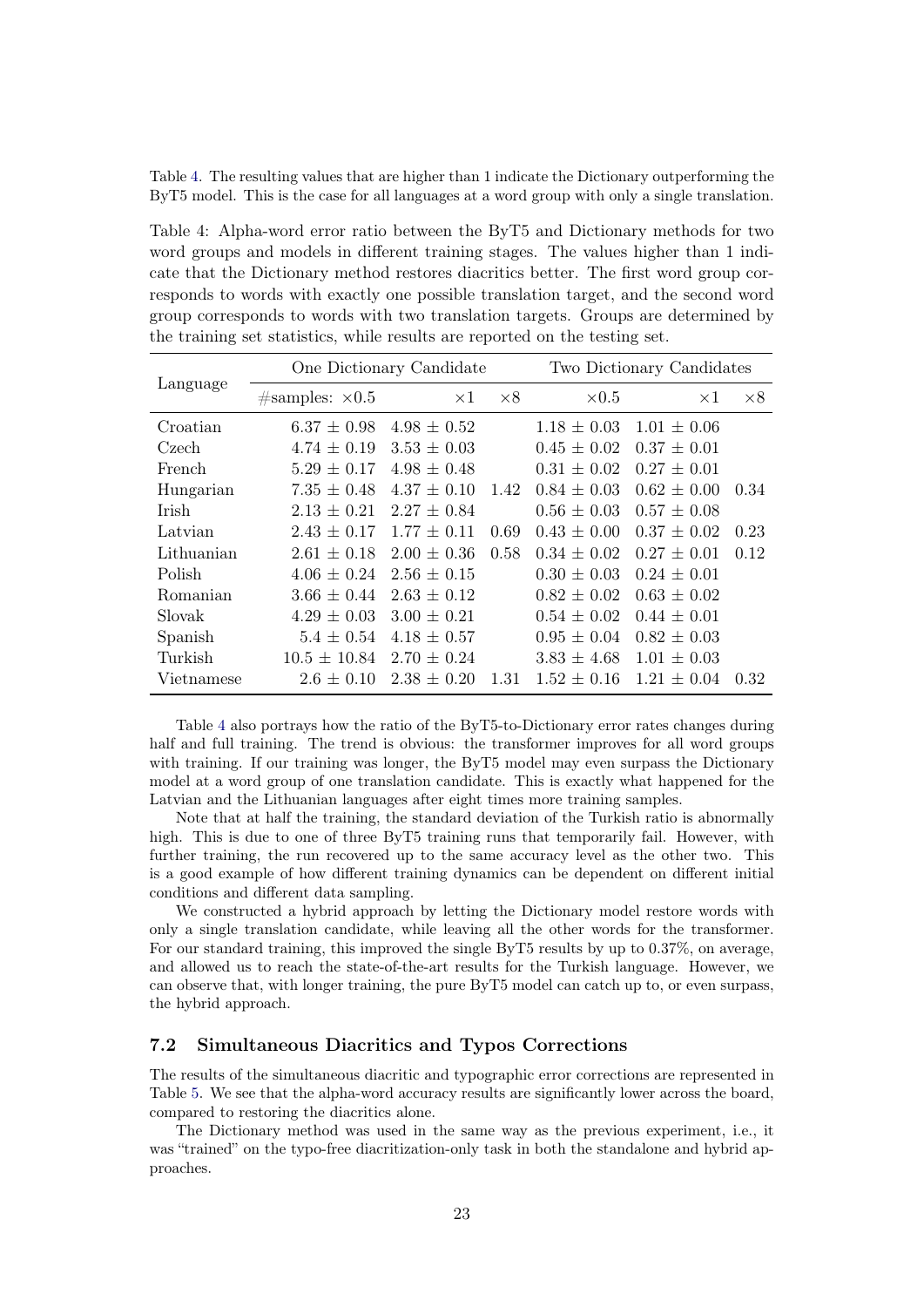Table 4. The resulting values that are higher than 1 indicate the Dictionary outperforming the ByT5 model. This is the case for all languages at a word group with only a single translation.

Table 4: Alpha-word error ratio between the ByT5 and Dictionary methods for two word groups and models in different training stages. The values higher than 1 indicate that the Dictionary method restores diacritics better. The first word group corresponds to words with exactly one possible translation target, and the second word group corresponds to words with two translation targets. Groups are determined by the training set statistics, while results are reported on the testing set.

| Language | One Dictionary Candidate | | | Two Dictionary Candidates | | |
|---|---|---|---|---|---|---|
| | #samples: ×0.5 | ×1 | ×8 | ×0.5 | ×1 | ×8 |
| Croatian | 6.37 ± 0.98 | 4.98 ± 0.52 | | 1.18 ± 0.03 | 1.01 ± 0.06 | |
| Czech | 4.74 ± 0.19 | 3.53 ± 0.03 | | 0.45 ± 0.02 | 0.37 ± 0.01 | |
| French | 5.29 ± 0.17 | 4.98 ± 0.48 | | 0.31 ± 0.02 | 0.27 ± 0.01 | |
| Hungarian | 7.35 ± 0.48 | 4.37 ± 0.10 | 1.42 | 0.84 ± 0.03 | 0.62 ± 0.00 | 0.34 |
| Irish | 2.13 ± 0.21 | 2.27 ± 0.84 | | 0.56 ± 0.03 | 0.57 ± 0.08 | |
| Latvian | 2.43 ± 0.17 | 1.77 ± 0.11 | 0.69 | 0.43 ± 0.00 | 0.37 ± 0.02 | 0.23 |
| Lithuanian | 2.61 ± 0.18 | 2.00 ± 0.36 | 0.58 | 0.34 ± 0.02 | 0.27 ± 0.01 | 0.12 |
| Polish | 4.06 ± 0.24 | 2.56 ± 0.15 | | 0.30 ± 0.03 | 0.24 ± 0.01 | |
| Romanian | 3.66 ± 0.44 | 2.63 ± 0.12 | | 0.82 ± 0.02 | 0.63 ± 0.02 | |
| Slovak | 4.29 ± 0.03 | 3.00 ± 0.21 | | 0.54 ± 0.02 | 0.44 ± 0.01 | |
| Spanish | 5.4 ± 0.54 | 4.18 ± 0.57 | | 0.95 ± 0.04 | 0.82 ± 0.03 | |
| Turkish | 10.5 ± 10.84 | 2.70 ± 0.24 | | 3.83 ± 4.68 | 1.01 ± 0.03 | |
| Vietnamese | 2.6 ± 0.10 | 2.38 ± 0.20 | 1.31 | 1.52 ± 0.16 | 1.21 ± 0.04 | 0.32 |

Table 4 also portrays how the ratio of the ByT5-to-Dictionary error rates changes during half and full training. The trend is obvious: the transformer improves for all word groups with training. If our training was longer, the ByT5 model may even surpass the Dictionary model at a word group of one translation candidate. This is exactly what happened for the Latvian and the Lithuanian languages after eight times more training samples.

Note that at half the training, the standard deviation of the Turkish ratio is abnormally high. This is due to one of three ByT5 training runs that temporarily fail. However, with further training, the run recovered up to the same accuracy level as the other two. This is a good example of how different training dynamics can be dependent on different initial conditions and different data sampling.

We constructed a hybrid approach by letting the Dictionary model restore words with only a single translation candidate, while leaving all the other words for the transformer. For our standard training, this improved the single ByT5 results by up to 0.37%, on average, and allowed us to reach the state-of-the-art results for the Turkish language. However, we can observe that, with longer training, the pure ByT5 model can catch up to, or even surpass, the hybrid approach.

### 7.2 Simultaneous Diacritics and Typos Corrections

The results of the simultaneous diacritic and typographic error corrections are represented in Table 5. We see that the alpha-word accuracy results are significantly lower across the board, compared to restoring the diacritics alone.

The Dictionary method was used in the same way as the previous experiment, i.e., it was "trained" on the typo-free diacritization-only task in both the standalone and hybrid approaches.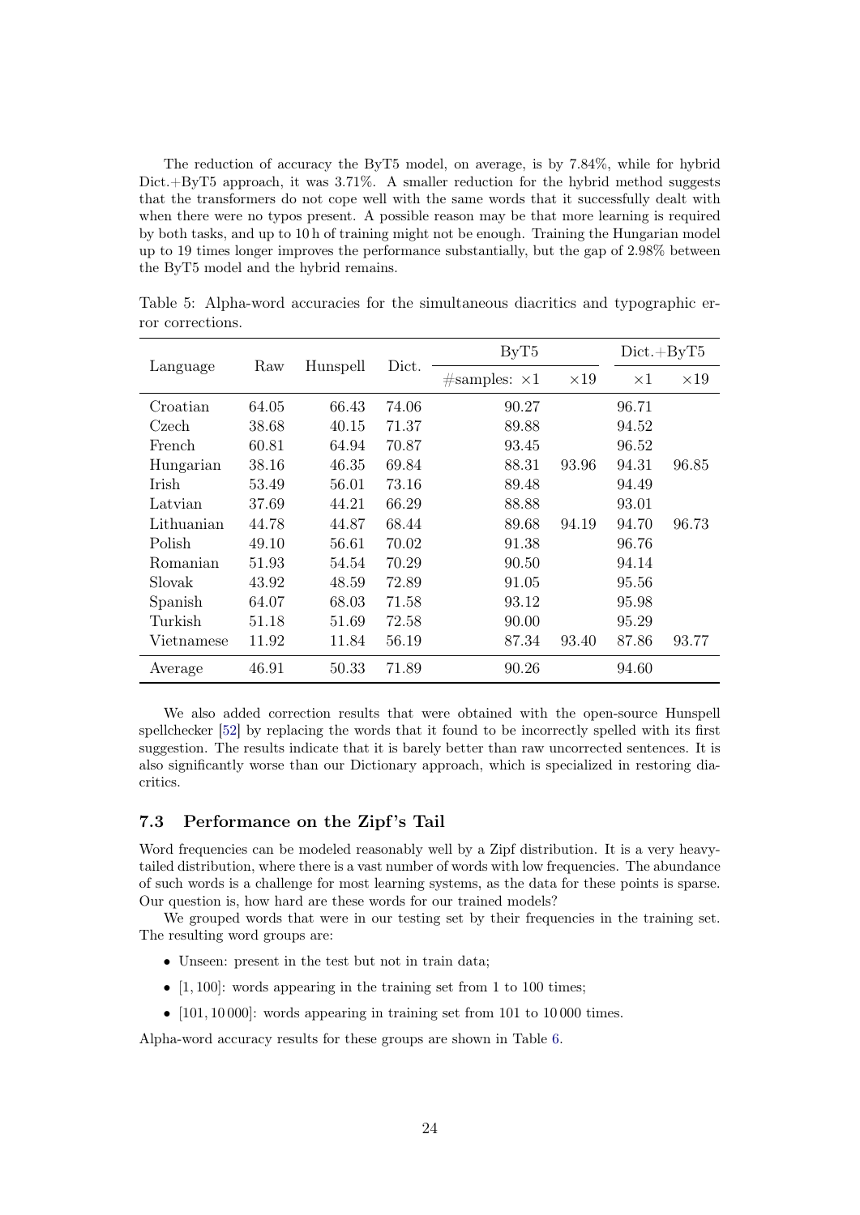The reduction of accuracy the ByT5 model, on average, is by 7.84%, while for hybrid Dict.+ByT5 approach, it was 3.71%. A smaller reduction for the hybrid method suggests that the transformers do not cope well with the same words that it successfully dealt with when there were no typos present. A possible reason may be that more learning is required by both tasks, and up to 10 h of training might not be enough. Training the Hungarian model up to 19 times longer improves the performance substantially, but the gap of 2.98% between the ByT5 model and the hybrid remains.

Table 5: Alpha-word accuracies for the simultaneous diacritics and typographic error corrections.

| Language | Raw | Hunspell | Dict. | ByT5 | | Dict.+ByT5 | |
|---|---|---|---|---|---|---|---|
| | | | | #samples: ×1 | ×19 | ×1 | ×19 |
| Croatian | 64.05 | 66.43 | 74.06 | 90.27 | | 96.71 | |
| Czech | 38.68 | 40.15 | 71.37 | 89.88 | | 94.52 | |
| French | 60.81 | 64.94 | 70.87 | 93.45 | | 96.52 | |
| Hungarian | 38.16 | 46.35 | 69.84 | 88.31 | 93.96 | 94.31 | 96.85 |
| Irish | 53.49 | 56.01 | 73.16 | 89.48 | | 94.49 | |
| Latvian | 37.69 | 44.21 | 66.29 | 88.88 | | 93.01 | |
| Lithuanian | 44.78 | 44.87 | 68.44 | 89.68 | 94.19 | 94.70 | 96.73 |
| Polish | 49.10 | 56.61 | 70.02 | 91.38 | | 96.76 | |
| Romanian | 51.93 | 54.54 | 70.29 | 90.50 | | 94.14 | |
| Slovak | 43.92 | 48.59 | 72.89 | 91.05 | | 95.56 | |
| Spanish | 64.07 | 68.03 | 71.58 | 93.12 | | 95.98 | |
| Turkish | 51.18 | 51.69 | 72.58 | 90.00 | | 95.29 | |
| Vietnamese | 11.92 | 11.84 | 56.19 | 87.34 | 93.40 | 87.86 | 93.77 |
| Average | 46.91 | 50.33 | 71.89 | 90.26 | | 94.60 | |

We also added correction results that were obtained with the open-source Hunspell spellchecker [52] by replacing the words that it found to be incorrectly spelled with its first suggestion. The results indicate that it is barely better than raw uncorrected sentences. It is also significantly worse than our Dictionary approach, which is specialized in restoring diacritics.

### 7.3 Performance on the Zipf's Tail

Word frequencies can be modeled reasonably well by a Zipf distribution. It is a very heavy-tailed distribution, where there is a vast number of words with low frequencies. The abundance of such words is a challenge for most learning systems, as the data for these points is sparse. Our question is, how hard are these words for our trained models?

We grouped words that were in our testing set by their frequencies in the training set. The resulting word groups are:

- Unseen: present in the test but not in train data;
- $[1, 100]$: words appearing in the training set from 1 to 100 times;
- $[101, 10\,000]$: words appearing in training set from 101 to 10 000 times.

Alpha-word accuracy results for these groups are shown in Table 6.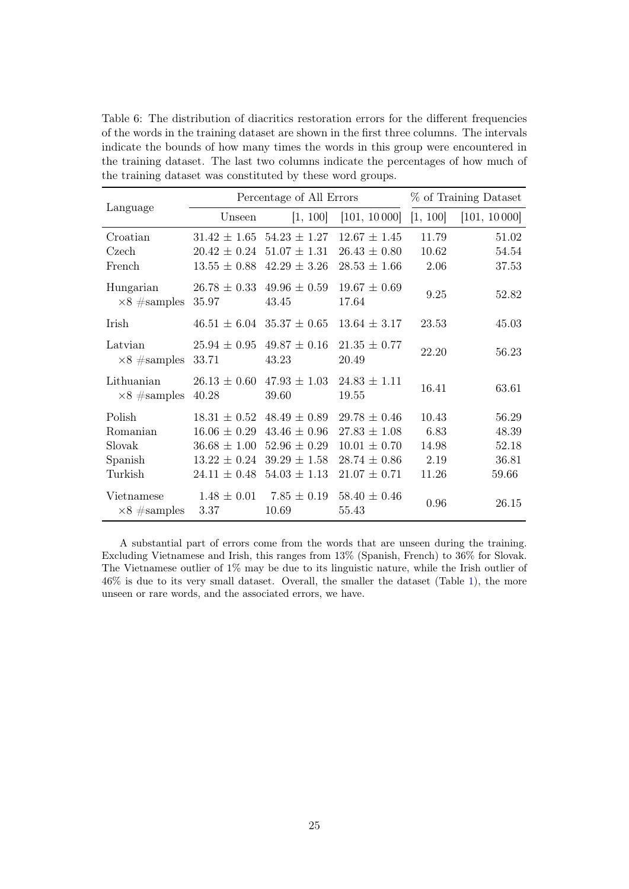Table 6: The distribution of diacritics restoration errors for the different frequencies of the words in the training dataset are shown in the first three columns. The intervals indicate the bounds of how many times the words in this group were encountered in the training dataset. The last two columns indicate the percentages of how much of the training dataset was constituted by these word groups.

| Language | Percentage of All Errors | | | % of Training Dataset | |
|---|---|---|---|---|---|
| | Unseen | [1, 100] | [101, 10 000] | [1, 100] | [101, 10 000] |
| Croatian | $31.42 \pm 1.65$ | $54.23 \pm 1.27$ | $12.67 \pm 1.45$ | 11.79 | 51.02 |
| Czech | $20.42 \pm 0.24$ | $51.07 \pm 1.31$ | $26.43 \pm 0.80$ | 10.62 | 54.54 |
| French | $13.55 \pm 0.88$ | $42.29 \pm 3.26$ | $28.53 \pm 1.66$ | 2.06 | 37.53 |
| Hungarian | $26.78 \pm 0.33$ | $49.96 \pm 0.59$ | $19.67 \pm 0.69$ | 9.25 | 52.82 |
| $\times 8$ #samples | 35.97 | 43.45 | 17.64 | | |
| Irish | $46.51 \pm 6.04$ | $35.37 \pm 0.65$ | $13.64 \pm 3.17$ | 23.53 | 45.03 |
| Latvian | $25.94 \pm 0.95$ | $49.87 \pm 0.16$ | $21.35 \pm 0.77$ | 22.20 | 56.23 |
| $\times 8$ #samples | 33.71 | 43.23 | 20.49 | | |
| Lithuanian | $26.13 \pm 0.60$ | $47.93 \pm 1.03$ | $24.83 \pm 1.11$ | 16.41 | 63.61 |
| $\times 8$ #samples | 40.28 | 39.60 | 19.55 | | |
| Polish | $18.31 \pm 0.52$ | $48.49 \pm 0.89$ | $29.78 \pm 0.46$ | 10.43 | 56.29 |
| Romanian | $16.06 \pm 0.29$ | $43.46 \pm 0.96$ | $27.83 \pm 1.08$ | 6.83 | 48.39 |
| Slovak | $36.68 \pm 1.00$ | $52.96 \pm 0.29$ | $10.01 \pm 0.70$ | 14.98 | 52.18 |
| Spanish | $13.22 \pm 0.24$ | $39.29 \pm 1.58$ | $28.74 \pm 0.86$ | 2.19 | 36.81 |
| Turkish | $24.11 \pm 0.48$ | $54.03 \pm 1.13$ | $21.07 \pm 0.71$ | 11.26 | 59.66 |
| Vietnamese | $1.48 \pm 0.01$ | $7.85 \pm 0.19$ | $58.40 \pm 0.46$ | 0.96 | 26.15 |
| $\times 8$ #samples | 3.37 | 10.69 | 55.43 | | |

A substantial part of errors come from the words that are unseen during the training. Excluding Vietnamese and Irish, this ranges from 13% (Spanish, French) to 36% for Slovak. The Vietnamese outlier of 1% may be due to its linguistic nature, while the Irish outlier of 46% is due to its very small dataset. Overall, the smaller the dataset (Table 1), the more unseen or rare words, and the associated errors, we have.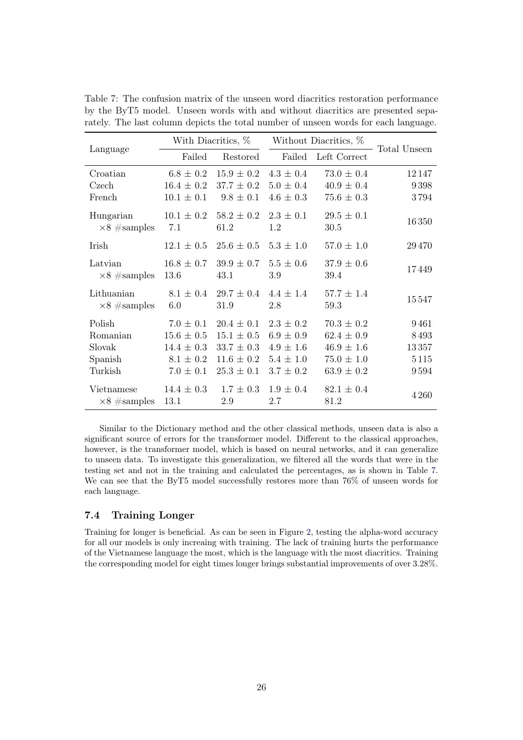Table 7: The confusion matrix of the unseen word diacritics restoration performance by the ByT5 model. Unseen words with and without diacritics are presented separately. The last column depicts the total number of unseen words for each language.

| Language | With Diacritics, % | | Without Diacritics, % | | Total Unseen |
|---|---|---|---|---|---|
| | Failed | Restored | Failed | Left Correct | |
| Croatian | $6.8 \pm 0.2$ | $15.9 \pm 0.2$ | $4.3 \pm 0.4$ | $73.0 \pm 0.4$ | 12 147 |
| Czech | $16.4 \pm 0.2$ | $37.7 \pm 0.2$ | $5.0 \pm 0.4$ | $40.9 \pm 0.4$ | 9 398 |
| French | $10.1 \pm 0.1$ | $9.8 \pm 0.1$ | $4.6 \pm 0.3$ | $75.6 \pm 0.3$ | 3 794 |
| Hungarian | $10.1 \pm 0.2$ | $58.2 \pm 0.2$ | $2.3 \pm 0.1$ | $29.5 \pm 0.1$ | 16 350 |
| $\times 8$ #samples | 7.1 | 61.2 | 1.2 | 30.5 | |
| Irish | $12.1 \pm 0.5$ | $25.6 \pm 0.5$ | $5.3 \pm 1.0$ | $57.0 \pm 1.0$ | 29 470 |
| Latvian | $16.8 \pm 0.7$ | $39.9 \pm 0.7$ | $5.5 \pm 0.6$ | $37.9 \pm 0.6$ | 17 449 |
| $\times 8$ #samples | 13.6 | 43.1 | 3.9 | 39.4 | |
| Lithuanian | $8.1 \pm 0.4$ | $29.7 \pm 0.4$ | $4.4 \pm 1.4$ | $57.7 \pm 1.4$ | 15 547 |
| $\times 8$ #samples | 6.0 | 31.9 | 2.8 | 59.3 | |
| Polish | $7.0 \pm 0.1$ | $20.4 \pm 0.1$ | $2.3 \pm 0.2$ | $70.3 \pm 0.2$ | 9 461 |
| Romanian | $15.6 \pm 0.5$ | $15.1 \pm 0.5$ | $6.9 \pm 0.9$ | $62.4 \pm 0.9$ | 8 493 |
| Slovak | $14.4 \pm 0.3$ | $33.7 \pm 0.3$ | $4.9 \pm 1.6$ | $46.9 \pm 1.6$ | 13 357 |
| Spanish | $8.1 \pm 0.2$ | $11.6 \pm 0.2$ | $5.4 \pm 1.0$ | $75.0 \pm 1.0$ | 5 115 |
| Turkish | $7.0 \pm 0.1$ | $25.3 \pm 0.1$ | $3.7 \pm 0.2$ | $63.9 \pm 0.2$ | 9 594 |
| Vietnamese | $14.4 \pm 0.3$ | $1.7 \pm 0.3$ | $1.9 \pm 0.4$ | $82.1 \pm 0.4$ | 4 260 |
| $\times 8$ #samples | 13.1 | 2.9 | 2.7 | 81.2 | |

Similar to the Dictionary method and the other classical methods, unseen data is also a significant source of errors for the transformer model. Different to the classical approaches, however, is the transformer model, which is based on neural networks, and it can generalize to unseen data. To investigate this generalization, we filtered all the words that were in the testing set and not in the training and calculated the percentages, as is shown in Table 7. We can see that the ByT5 model successfully restores more than 76% of unseen words for each language.

### 7.4 Training Longer

Training for longer is beneficial. As can be seen in Figure 2, testing the alpha-word accuracy for all our models is only increaing with training. The lack of training hurts the performance of the Vietnamese language the most, which is the language with the most diacritics. Training the corresponding model for eight times longer brings substantial improvements of over 3.28%.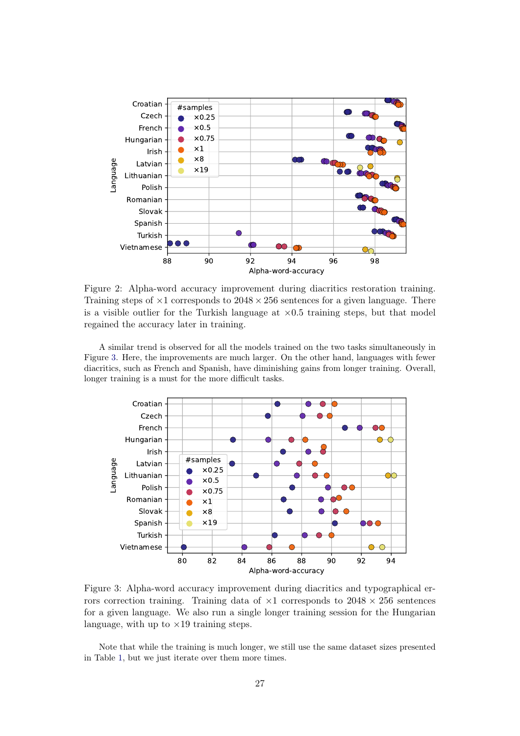Figure 2: Alpha-word accuracy improvement during diacritics restoration training. Training steps of ×1 corresponds to 2048 × 256 sentences for a given language. There is a visible outlier for the Turkish language at ×0.5 training steps, but that model regained the accuracy later in training.

A similar trend is observed for all the models trained on the two tasks simultaneously in Figure 3. Here, the improvements are much larger. On the other hand, languages with fewer diacritics, such as French and Spanish, have diminishing gains from longer training. Overall, longer training is a must for the more difficult tasks.

Figure 3: Alpha-word accuracy improvement during diacritics and typographical errors correction training. Training data of ×1 corresponds to 2048 × 256 sentences for a given language. We also run a single longer training session for the Hungarian language, with up to ×19 training steps.

Note that while the training is much longer, we still use the same dataset sizes presented in Table 1, but we just iterate over them more times.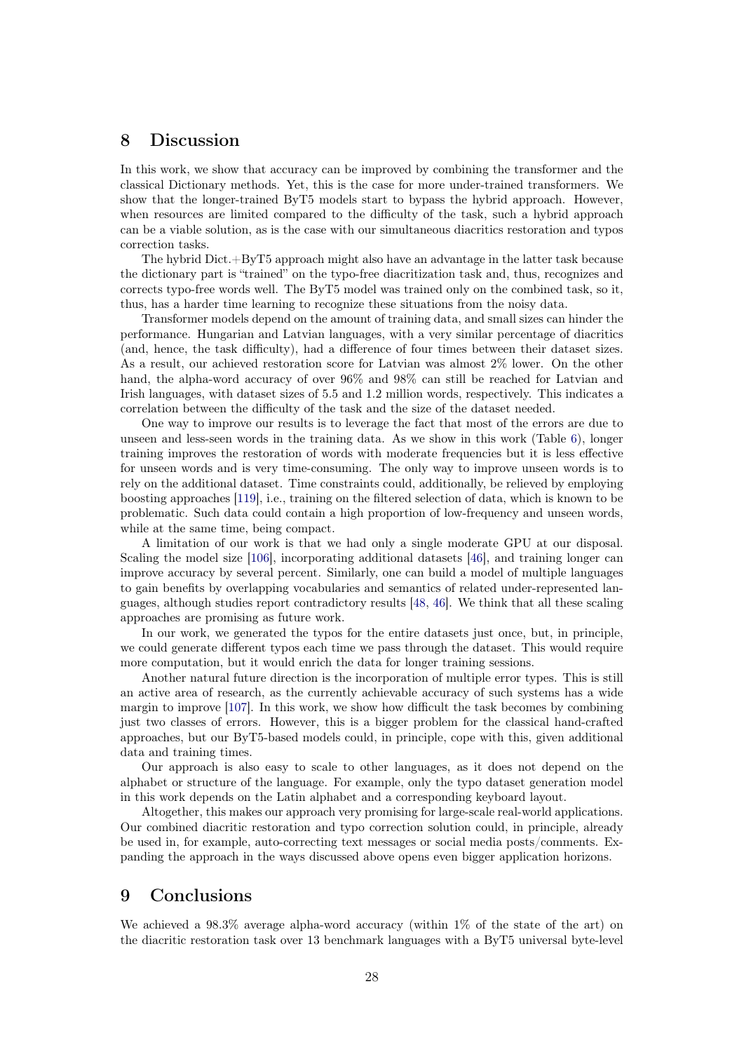## 8 Discussion

In this work, we show that accuracy can be improved by combining the transformer and the classical Dictionary methods. Yet, this is the case for more under-trained transformers. We show that the longer-trained ByT5 models start to bypass the hybrid approach. However, when resources are limited compared to the difficulty of the task, such a hybrid approach can be a viable solution, as is the case with our simultaneous diacritics restoration and typos correction tasks.

The hybrid Dict.+ByT5 approach might also have an advantage in the latter task because the dictionary part is "trained" on the typo-free diacritization task and, thus, recognizes and corrects typo-free words well. The ByT5 model was trained only on the combined task, so it, thus, has a harder time learning to recognize these situations from the noisy data.

Transformer models depend on the amount of training data, and small sizes can hinder the performance. Hungarian and Latvian languages, with a very similar percentage of diacritics (and, hence, the task difficulty), had a difference of four times between their dataset sizes. As a result, our achieved restoration score for Latvian was almost 2% lower. On the other hand, the alpha-word accuracy of over 96% and 98% can still be reached for Latvian and Irish languages, with dataset sizes of 5.5 and 1.2 million words, respectively. This indicates a correlation between the difficulty of the task and the size of the dataset needed.

One way to improve our results is to leverage the fact that most of the errors are due to unseen and less-seen words in the training data. As we show in this work (Table 6), longer training improves the restoration of words with moderate frequencies but it is less effective for unseen words and is very time-consuming. The only way to improve unseen words is to rely on the additional dataset. Time constraints could, additionally, be relieved by employing boosting approaches [119], i.e., training on the filtered selection of data, which is known to be problematic. Such data could contain a high proportion of low-frequency and unseen words, while at the same time, being compact.

A limitation of our work is that we had only a single moderate GPU at our disposal. Scaling the model size [106], incorporating additional datasets [46], and training longer can improve accuracy by several percent. Similarly, one can build a model of multiple languages to gain benefits by overlapping vocabularies and semantics of related under-represented languages, although studies report contradictory results [48, 46]. We think that all these scaling approaches are promising as future work.

In our work, we generated the typos for the entire datasets just once, but, in principle, we could generate different typos each time we pass through the dataset. This would require more computation, but it would enrich the data for longer training sessions.

Another natural future direction is the incorporation of multiple error types. This is still an active area of research, as the currently achievable accuracy of such systems has a wide margin to improve [107]. In this work, we show how difficult the task becomes by combining just two classes of errors. However, this is a bigger problem for the classical hand-crafted approaches, but our ByT5-based models could, in principle, cope with this, given additional data and training times.

Our approach is also easy to scale to other languages, as it does not depend on the alphabet or structure of the language. For example, only the typo dataset generation model in this work depends on the Latin alphabet and a corresponding keyboard layout.

Altogether, this makes our approach very promising for large-scale real-world applications. Our combined diacritic restoration and typo correction solution could, in principle, already be used in, for example, auto-correcting text messages or social media posts/comments. Expanding the approach in the ways discussed above opens even bigger application horizons.

## 9 Conclusions

We achieved a 98.3% average alpha-word accuracy (within 1% of the state of the art) on the diacritic restoration task over 13 benchmark languages with a ByT5 universal byte-level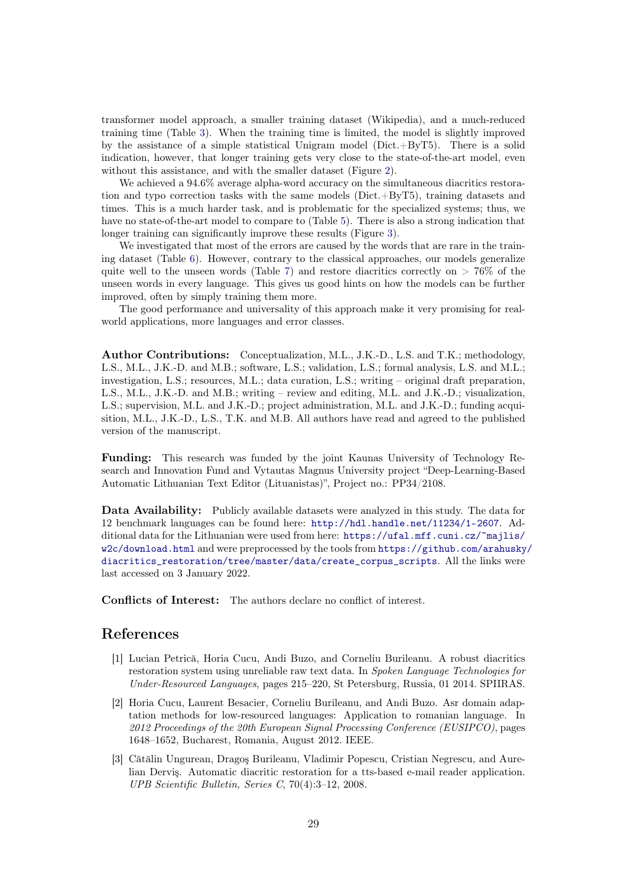transformer model approach, a smaller training dataset (Wikipedia), and a much-reduced training time (Table 3). When the training time is limited, the model is slightly improved by the assistance of a simple statistical Unigram model (Dict.+ByT5). There is a solid indication, however, that longer training gets very close to the state-of-the-art model, even without this assistance, and with the smaller dataset (Figure 2).

We achieved a 94.6% average alpha-word accuracy on the simultaneous diacritics restoration and typo correction tasks with the same models (Dict.+ByT5), training datasets and times. This is a much harder task, and is problematic for the specialized systems; thus, we have no state-of-the-art model to compare to (Table 5). There is also a strong indication that longer training can significantly improve these results (Figure 3).

We investigated that most of the errors are caused by the words that are rare in the training dataset (Table 6). However, contrary to the classical approaches, our models generalize quite well to the unseen words (Table 7) and restore diacritics correctly on $> 76\%$ of the unseen words in every language. This gives us good hints on how the models can be further improved, often by simply training them more.

The good performance and universality of this approach make it very promising for real-world applications, more languages and error classes.

**Author Contributions:** Conceptualization, M.L., J.K.-D., L.S. and T.K.; methodology, L.S., M.L., J.K.-D. and M.B.; software, L.S.; validation, L.S.; formal analysis, L.S. and M.L.; investigation, L.S.; resources, M.L.; data curation, L.S.; writing – original draft preparation, L.S., M.L., J.K.-D. and M.B.; writing – review and editing, M.L. and J.K.-D.; visualization, L.S.; supervision, M.L. and J.K.-D.; project administration, M.L. and J.K.-D.; funding acquisition, M.L., J.K.-D., L.S., T.K. and M.B. All authors have read and agreed to the published version of the manuscript.

**Funding:** This research was funded by the joint Kaunas University of Technology Research and Innovation Fund and Vytautas Magnus University project "Deep-Learning-Based Automatic Lithuanian Text Editor (Lituanistas)", Project no.: PP34/2108.

**Data Availability:** Publicly available datasets were analyzed in this study. The data for 12 benchmark languages can be found here: http://hdl.handle.net/11234/1-2607. Additional data for the Lithuanian were used from here: https://ufal.mff.cuni.cz/~majlis/w2c/download.html and were preprocessed by the tools from https://github.com/arahusky/diacritics_restoration/tree/master/data/create_corpus_scripts. All the links were last accessed on 3 January 2022.

**Conflicts of Interest:** The authors declare no conflict of interest.

# References

[1] Lucian Petrică, Horia Cucu, Andi Buzo, and Corneliu Burileanu. A robust diacritics restoration system using unreliable raw text data. In *Spoken Language Technologies for Under-Resourced Languages*, pages 215–220, St Petersburg, Russia, 01 2014. SPIIRAS.

[2] Horia Cucu, Laurent Besacier, Corneliu Burileanu, and Andi Buzo. Asr domain adaptation methods for low-resourced languages: Application to romanian language. In *2012 Proceedings of the 20th European Signal Processing Conference (EUSIPCO)*, pages 1648–1652, Bucharest, Romania, August 2012. IEEE.

[3] Cătălin Ungurean, Dragoş Burileanu, Vladimir Popescu, Cristian Negrescu, and Aurelian Derviş. Automatic diacritic restoration for a tts-based e-mail reader application. *UPB Scientific Bulletin, Series C*, 70(4):3–12, 2008.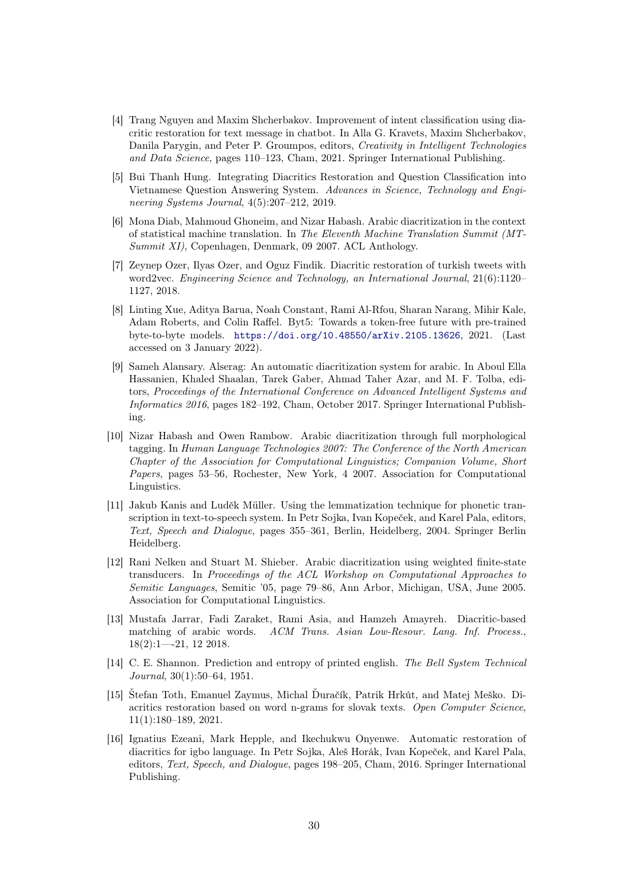[4] Trang Nguyen and Maxim Shcherbakov. Improvement of intent classification using diacritic restoration for text message in chatbot. In Alla G. Kravets, Maxim Shcherbakov, Danila Parygin, and Peter P. Groumpos, editors, *Creativity in Intelligent Technologies and Data Science*, pages 110–123, Cham, 2021. Springer International Publishing.

[5] Bui Thanh Hung. Integrating Diacritics Restoration and Question Classification into Vietnamese Question Answering System. *Advances in Science, Technology and Engineering Systems Journal*, 4(5):207–212, 2019.

[6] Mona Diab, Mahmoud Ghoneim, and Nizar Habash. Arabic diacritization in the context of statistical machine translation. In *The Eleventh Machine Translation Summit (MT-Summit XI)*, Copenhagen, Denmark, 09 2007. ACL Anthology.

[7] Zeynep Ozer, Ilyas Ozer, and Oguz Findik. Diacritic restoration of turkish tweets with word2vec. *Engineering Science and Technology, an International Journal*, 21(6):1120–1127, 2018.

[8] Linting Xue, Aditya Barua, Noah Constant, Rami Al-Rfou, Sharan Narang, Mihir Kale, Adam Roberts, and Colin Raffel. Byt5: Towards a token-free future with pre-trained byte-to-byte models. https://doi.org/10.48550/arXiv.2105.13626, 2021. (Last accessed on 3 January 2022).

[9] Sameh Alansary. Alserag: An automatic diacritization system for arabic. In Aboul Ella Hassanien, Khaled Shaalan, Tarek Gaber, Ahmad Taher Azar, and M. F. Tolba, editors, *Proceedings of the International Conference on Advanced Intelligent Systems and Informatics 2016*, pages 182–192, Cham, October 2017. Springer International Publishing.

[10] Nizar Habash and Owen Rambow. Arabic diacritization through full morphological tagging. In *Human Language Technologies 2007: The Conference of the North American Chapter of the Association for Computational Linguistics; Companion Volume, Short Papers*, pages 53–56, Rochester, New York, 4 2007. Association for Computational Linguistics.

[11] Jakub Kanis and Luděk Müller. Using the lemmatization technique for phonetic transcription in text-to-speech system. In Petr Sojka, Ivan Kopeček, and Karel Pala, editors, *Text, Speech and Dialogue*, pages 355–361, Berlin, Heidelberg, 2004. Springer Berlin Heidelberg.

[12] Rani Nelken and Stuart M. Shieber. Arabic diacritization using weighted finite-state transducers. In *Proceedings of the ACL Workshop on Computational Approaches to Semitic Languages*, Semitic '05, page 79–86, Ann Arbor, Michigan, USA, June 2005. Association for Computational Linguistics.

[13] Mustafa Jarrar, Fadi Zaraket, Rami Asia, and Hamzeh Amayreh. Diacritic-based matching of arabic words. *ACM Trans. Asian Low-Resour. Lang. Inf. Process.*, 18(2):1—-21, 12 2018.

[14] C. E. Shannon. Prediction and entropy of printed english. *The Bell System Technical Journal*, 30(1):50–64, 1951.

[15] Štefan Toth, Emanuel Zaymus, Michal Ďuračík, Patrik Hrkút, and Matej Meško. Diacritics restoration based on word n-grams for slovak texts. *Open Computer Science*, 11(1):180–189, 2021.

[16] Ignatius Ezeani, Mark Hepple, and Ikechukwu Onyenwe. Automatic restoration of diacritics for igbo language. In Petr Sojka, Aleš Horák, Ivan Kopeček, and Karel Pala, editors, *Text, Speech, and Dialogue*, pages 198–205, Cham, 2016. Springer International Publishing.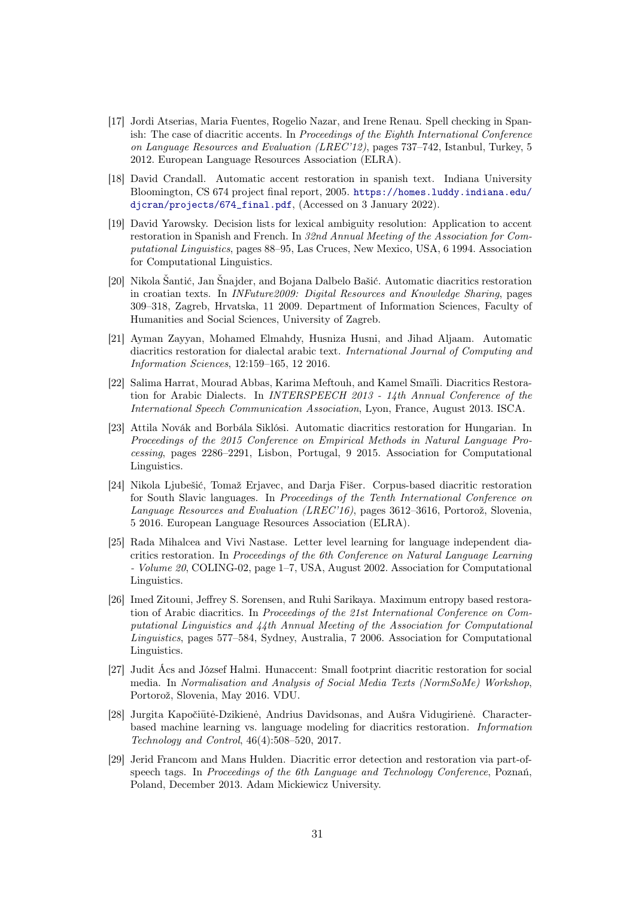[17] Jordi Atserias, Maria Fuentes, Rogelio Nazar, and Irene Renau. Spell checking in Spanish: The case of diacritic accents. In *Proceedings of the Eighth International Conference on Language Resources and Evaluation (LREC'12)*, pages 737–742, Istanbul, Turkey, 5 2012. European Language Resources Association (ELRA).

[18] David Crandall. Automatic accent restoration in spanish text. Indiana University Bloomington, CS 674 project final report, 2005. https://homes.luddy.indiana.edu/djcran/projects/674_final.pdf, (Accessed on 3 January 2022).

[19] David Yarowsky. Decision lists for lexical ambiguity resolution: Application to accent restoration in Spanish and French. In *32nd Annual Meeting of the Association for Computational Linguistics*, pages 88–95, Las Cruces, New Mexico, USA, 6 1994. Association for Computational Linguistics.

[20] Nikola Šantić, Jan Šnajder, and Bojana Dalbelo Bašić. Automatic diacritics restoration in croatian texts. In *INFuture2009: Digital Resources and Knowledge Sharing*, pages 309–318, Zagreb, Hrvatska, 11 2009. Department of Information Sciences, Faculty of Humanities and Social Sciences, University of Zagreb.

[21] Ayman Zayyan, Mohamed Elmahdy, Husniza Husni, and Jihad Aljaam. Automatic diacritics restoration for dialectal arabic text. *International Journal of Computing and Information Sciences*, 12:159–165, 12 2016.

[22] Salima Harrat, Mourad Abbas, Karima Meftouh, and Kamel Smaïli. Diacritics Restoration for Arabic Dialects. In *INTERSPEECH 2013 - 14th Annual Conference of the International Speech Communication Association*, Lyon, France, August 2013. ISCA.

[23] Attila Novák and Borbála Siklósi. Automatic diacritics restoration for Hungarian. In *Proceedings of the 2015 Conference on Empirical Methods in Natural Language Processing*, pages 2286–2291, Lisbon, Portugal, 9 2015. Association for Computational Linguistics.

[24] Nikola Ljubešić, Tomaž Erjavec, and Darja Fišer. Corpus-based diacritic restoration for South Slavic languages. In *Proceedings of the Tenth International Conference on Language Resources and Evaluation (LREC'16)*, pages 3612–3616, Portorož, Slovenia, 5 2016. European Language Resources Association (ELRA).

[25] Rada Mihalcea and Vivi Nastase. Letter level learning for language independent diacritics restoration. In *Proceedings of the 6th Conference on Natural Language Learning - Volume 20*, COLING-02, page 1–7, USA, August 2002. Association for Computational Linguistics.

[26] Imed Zitouni, Jeffrey S. Sorensen, and Ruhi Sarikaya. Maximum entropy based restoration of Arabic diacritics. In *Proceedings of the 21st International Conference on Computational Linguistics and 44th Annual Meeting of the Association for Computational Linguistics*, pages 577–584, Sydney, Australia, 7 2006. Association for Computational Linguistics.

[27] Judit Ács and József Halmi. Hunaccent: Small footprint diacritic restoration for social media. In *Normalisation and Analysis of Social Media Texts (NormSoMe) Workshop*, Portorož, Slovenia, May 2016. VDU.

[28] Jurgita Kapočiūtė-Dzikienė, Andrius Davidsonas, and Aušra Vidugirienė. Character-based machine learning vs. language modeling for diacritics restoration. *Information Technology and Control*, 46(4):508–520, 2017.

[29] Jerid Francom and Mans Hulden. Diacritic error detection and restoration via part-of-speech tags. In *Proceedings of the 6th Language and Technology Conference*, Poznań, Poland, December 2013. Adam Mickiewicz University.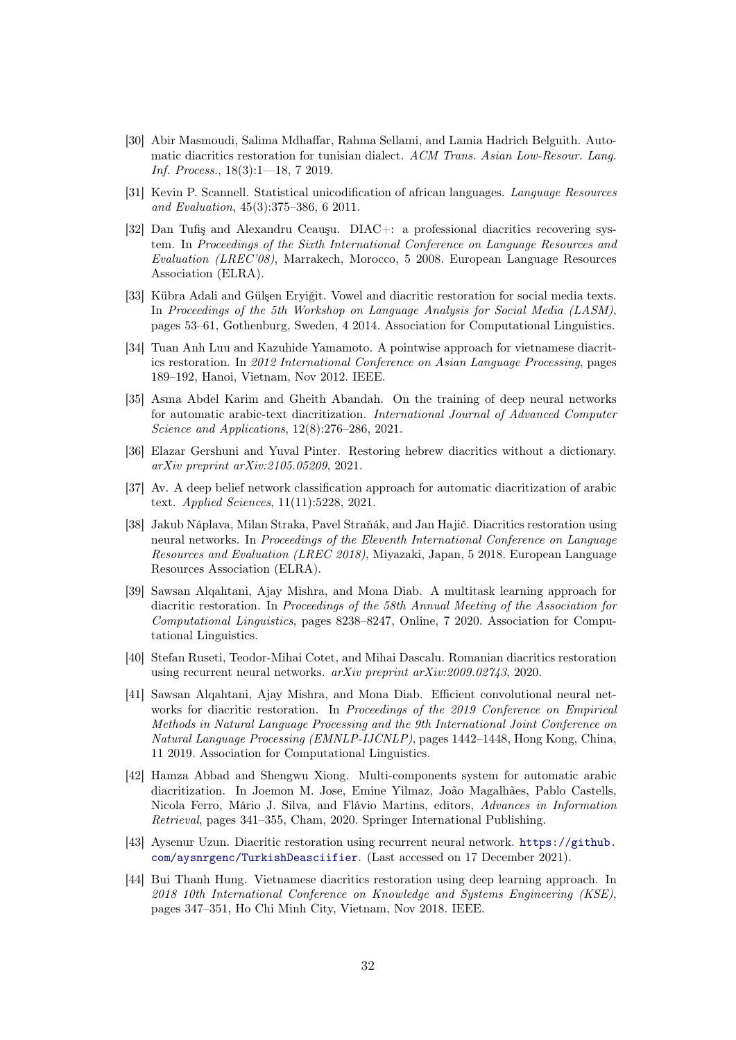[30] Abir Masmoudi, Salima Mdhaffar, Rahma Sellami, and Lamia Hadrich Belguith. Automatic diacritics restoration for tunisian dialect. *ACM Trans. Asian Low-Resour. Lang. Inf. Process.*, 18(3):1—18, 7 2019.

[31] Kevin P. Scannell. Statistical unicodification of african languages. *Language Resources and Evaluation*, 45(3):375–386, 6 2011.

[32] Dan Tufiş and Alexandru Ceauşu. DIAC+: a professional diacritics recovering system. In *Proceedings of the Sixth International Conference on Language Resources and Evaluation (LREC'08)*, Marrakech, Morocco, 5 2008. European Language Resources Association (ELRA).

[33] Kübra Adali and Gülşen Eryiğit. Vowel and diacritic restoration for social media texts. In *Proceedings of the 5th Workshop on Language Analysis for Social Media (LASM)*, pages 53–61, Gothenburg, Sweden, 4 2014. Association for Computational Linguistics.

[34] Tuan Anh Luu and Kazuhide Yamamoto. A pointwise approach for vietnamese diacritics restoration. In *2012 International Conference on Asian Language Processing*, pages 189–192, Hanoi, Vietnam, Nov 2012. IEEE.

[35] Asma Abdel Karim and Gheith Abandah. On the training of deep neural networks for automatic arabic-text diacritization. *International Journal of Advanced Computer Science and Applications*, 12(8):276–286, 2021.

[36] Elazar Gershuni and Yuval Pinter. Restoring hebrew diacritics without a dictionary. *arXiv preprint arXiv:2105.05209*, 2021.

[37] Av. A deep belief network classification approach for automatic diacritization of arabic text. *Applied Sciences*, 11(11):5228, 2021.

[38] Jakub Náplava, Milan Straka, Pavel Straňák, and Jan Hajič. Diacritics restoration using neural networks. In *Proceedings of the Eleventh International Conference on Language Resources and Evaluation (LREC 2018)*, Miyazaki, Japan, 5 2018. European Language Resources Association (ELRA).

[39] Sawsan Alqahtani, Ajay Mishra, and Mona Diab. A multitask learning approach for diacritic restoration. In *Proceedings of the 58th Annual Meeting of the Association for Computational Linguistics*, pages 8238–8247, Online, 7 2020. Association for Computational Linguistics.

[40] Stefan Ruseti, Teodor-Mihai Cotet, and Mihai Dascalu. Romanian diacritics restoration using recurrent neural networks. *arXiv preprint arXiv:2009.02743*, 2020.

[41] Sawsan Alqahtani, Ajay Mishra, and Mona Diab. Efficient convolutional neural networks for diacritic restoration. In *Proceedings of the 2019 Conference on Empirical Methods in Natural Language Processing and the 9th International Joint Conference on Natural Language Processing (EMNLP-IJCNLP)*, pages 1442–1448, Hong Kong, China, 11 2019. Association for Computational Linguistics.

[42] Hamza Abbad and Shengwu Xiong. Multi-components system for automatic arabic diacritization. In Joemon M. Jose, Emine Yilmaz, João Magalhães, Pablo Castells, Nicola Ferro, Mário J. Silva, and Flávio Martins, editors, *Advances in Information Retrieval*, pages 341–355, Cham, 2020. Springer International Publishing.

[43] Aysenur Uzun. Diacritic restoration using recurrent neural network. https://github.com/aysnrgenc/TurkishDeasciifier. (Last accessed on 17 December 2021).

[44] Bui Thanh Hung. Vietnamese diacritics restoration using deep learning approach. In *2018 10th International Conference on Knowledge and Systems Engineering (KSE)*, pages 347–351, Ho Chi Minh City, Vietnam, Nov 2018. IEEE.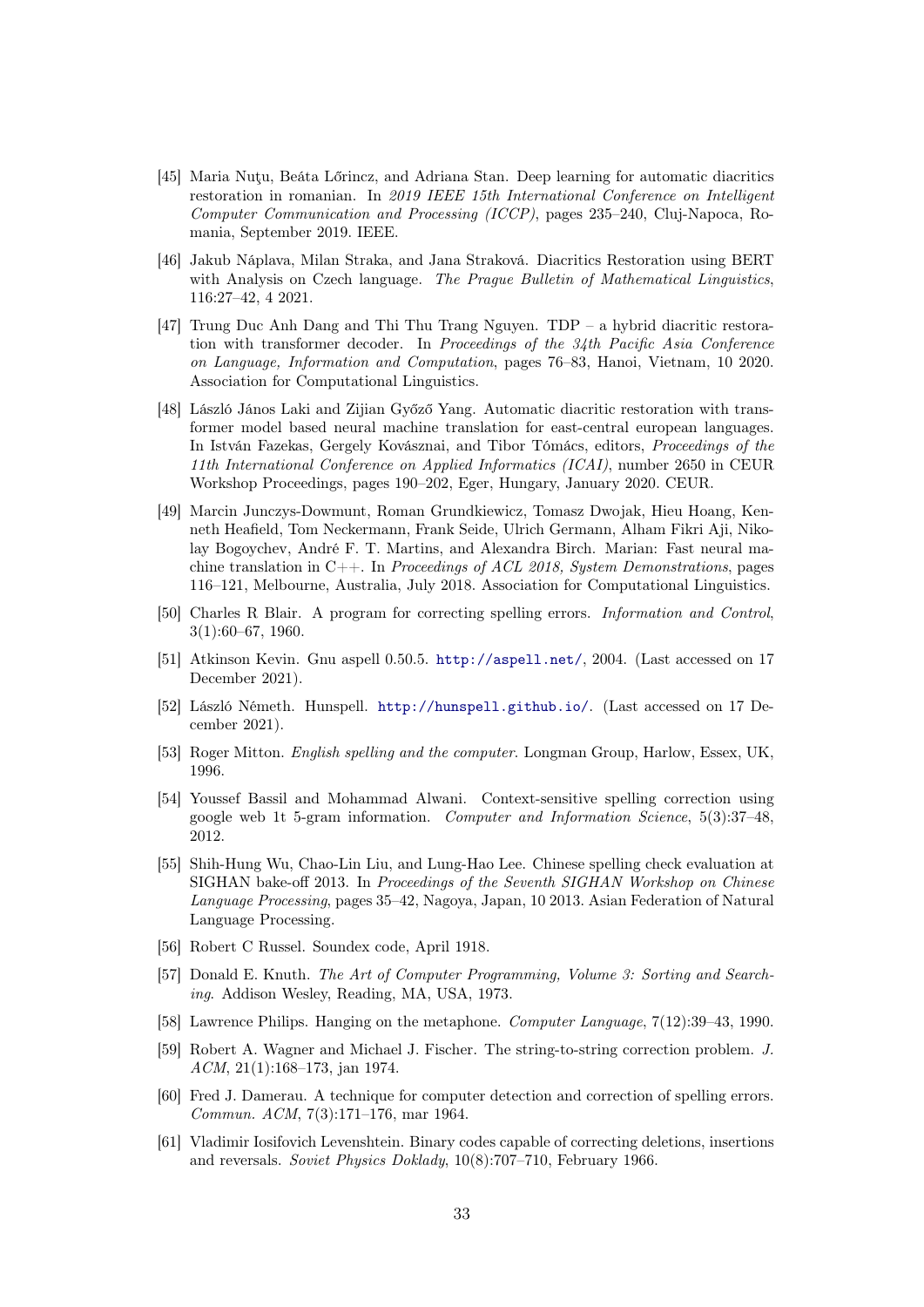[45] Maria Nuţu, Beáta Lőrincz, and Adriana Stan. Deep learning for automatic diacritics restoration in romanian. In *2019 IEEE 15th International Conference on Intelligent Computer Communication and Processing (ICCP)*, pages 235–240, Cluj-Napoca, Romania, September 2019. IEEE.

[46] Jakub Náplava, Milan Straka, and Jana Straková. Diacritics Restoration using BERT with Analysis on Czech language. *The Prague Bulletin of Mathematical Linguistics*, 116:27–42, 4 2021.

[47] Trung Duc Anh Dang and Thi Thu Trang Nguyen. TDP – a hybrid diacritic restoration with transformer decoder. In *Proceedings of the 34th Pacific Asia Conference on Language, Information and Computation*, pages 76–83, Hanoi, Vietnam, 10 2020. Association for Computational Linguistics.

[48] László János Laki and Zijian Győző Yang. Automatic diacritic restoration with transformer model based neural machine translation for east-central european languages. In István Fazekas, Gergely Kovásznai, and Tibor Tómács, editors, *Proceedings of the 11th International Conference on Applied Informatics (ICAI)*, number 2650 in CEUR Workshop Proceedings, pages 190–202, Eger, Hungary, January 2020. CEUR.

[49] Marcin Junczys-Dowmunt, Roman Grundkiewicz, Tomasz Dwojak, Hieu Hoang, Kenneth Heafield, Tom Neckermann, Frank Seide, Ulrich Germann, Alham Fikri Aji, Nikolay Bogoychev, André F. T. Martins, and Alexandra Birch. Marian: Fast neural machine translation in C++. In *Proceedings of ACL 2018, System Demonstrations*, pages 116–121, Melbourne, Australia, July 2018. Association for Computational Linguistics.

[50] Charles R Blair. A program for correcting spelling errors. *Information and Control*, 3(1):60–67, 1960.

[51] Atkinson Kevin. Gnu aspell 0.50.5. http://aspell.net/, 2004. (Last accessed on 17 December 2021).

[52] László Németh. Hunspell. http://hunspell.github.io/. (Last accessed on 17 December 2021).

[53] Roger Mitton. *English spelling and the computer*. Longman Group, Harlow, Essex, UK, 1996.

[54] Youssef Bassil and Mohammad Alwani. Context-sensitive spelling correction using google web 1t 5-gram information. *Computer and Information Science*, 5(3):37–48, 2012.

[55] Shih-Hung Wu, Chao-Lin Liu, and Lung-Hao Lee. Chinese spelling check evaluation at SIGHAN bake-off 2013. In *Proceedings of the Seventh SIGHAN Workshop on Chinese Language Processing*, pages 35–42, Nagoya, Japan, 10 2013. Asian Federation of Natural Language Processing.

[56] Robert C Russel. Soundex code, April 1918.

[57] Donald E. Knuth. *The Art of Computer Programming, Volume 3: Sorting and Searching*. Addison Wesley, Reading, MA, USA, 1973.

[58] Lawrence Philips. Hanging on the metaphone. *Computer Language*, 7(12):39–43, 1990.

[59] Robert A. Wagner and Michael J. Fischer. The string-to-string correction problem. *J. ACM*, 21(1):168–173, jan 1974.

[60] Fred J. Damerau. A technique for computer detection and correction of spelling errors. *Commun. ACM*, 7(3):171–176, mar 1964.

[61] Vladimir Iosifovich Levenshtein. Binary codes capable of correcting deletions, insertions and reversals. *Soviet Physics Doklady*, 10(8):707–710, February 1966.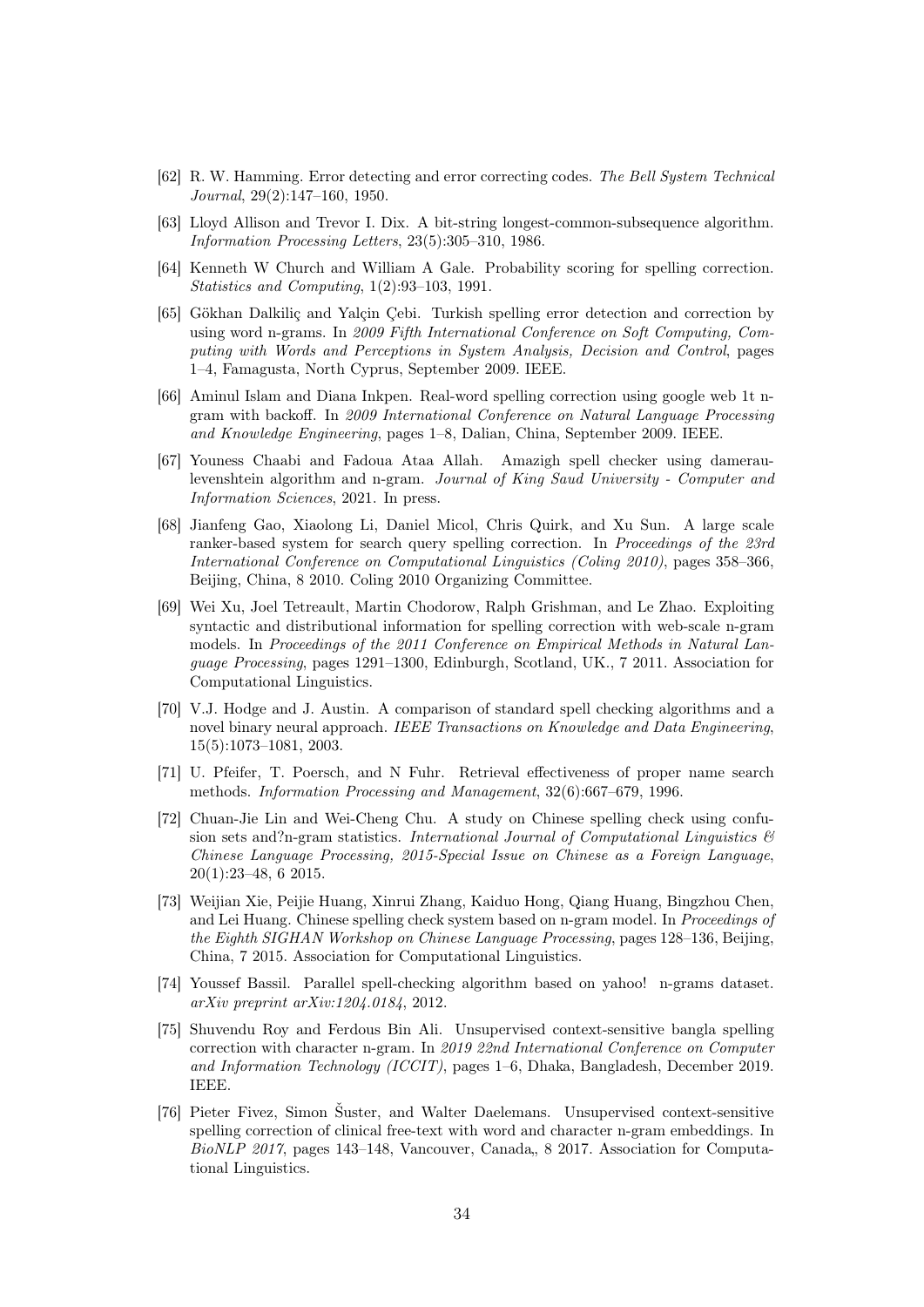[62] R. W. Hamming. Error detecting and error correcting codes. *The Bell System Technical Journal*, 29(2):147–160, 1950.

[63] Lloyd Allison and Trevor I. Dix. A bit-string longest-common-subsequence algorithm. *Information Processing Letters*, 23(5):305–310, 1986.

[64] Kenneth W Church and William A Gale. Probability scoring for spelling correction. *Statistics and Computing*, 1(2):93–103, 1991.

[65] Gökhan Dalkiliç and Yalçin Çebi. Turkish spelling error detection and correction by using word n-grams. In *2009 Fifth International Conference on Soft Computing, Computing with Words and Perceptions in System Analysis, Decision and Control*, pages 1–4, Famagusta, North Cyprus, September 2009. IEEE.

[66] Aminul Islam and Diana Inkpen. Real-word spelling correction using google web 1t n-gram with backoff. In *2009 International Conference on Natural Language Processing and Knowledge Engineering*, pages 1–8, Dalian, China, September 2009. IEEE.

[67] Youness Chaabi and Fadoua Ataa Allah. Amazigh spell checker using damerau-levenshtein algorithm and n-gram. *Journal of King Saud University - Computer and Information Sciences*, 2021. In press.

[68] Jianfeng Gao, Xiaolong Li, Daniel Micol, Chris Quirk, and Xu Sun. A large scale ranker-based system for search query spelling correction. In *Proceedings of the 23rd International Conference on Computational Linguistics (Coling 2010)*, pages 358–366, Beijing, China, 8 2010. Coling 2010 Organizing Committee.

[69] Wei Xu, Joel Tetreault, Martin Chodorow, Ralph Grishman, and Le Zhao. Exploiting syntactic and distributional information for spelling correction with web-scale n-gram models. In *Proceedings of the 2011 Conference on Empirical Methods in Natural Language Processing*, pages 1291–1300, Edinburgh, Scotland, UK., 7 2011. Association for Computational Linguistics.

[70] V.J. Hodge and J. Austin. A comparison of standard spell checking algorithms and a novel binary neural approach. *IEEE Transactions on Knowledge and Data Engineering*, 15(5):1073–1081, 2003.

[71] U. Pfeifer, T. Poersch, and N Fuhr. Retrieval effectiveness of proper name search methods. *Information Processing and Management*, 32(6):667–679, 1996.

[72] Chuan-Jie Lin and Wei-Cheng Chu. A study on Chinese spelling check using confusion sets and?n-gram statistics. *International Journal of Computational Linguistics & Chinese Language Processing, 2015-Special Issue on Chinese as a Foreign Language*, 20(1):23–48, 6 2015.

[73] Weijian Xie, Peijie Huang, Xinrui Zhang, Kaiduo Hong, Qiang Huang, Bingzhou Chen, and Lei Huang. Chinese spelling check system based on n-gram model. In *Proceedings of the Eighth SIGHAN Workshop on Chinese Language Processing*, pages 128–136, Beijing, China, 7 2015. Association for Computational Linguistics.

[74] Youssef Bassil. Parallel spell-checking algorithm based on yahoo! n-grams dataset. *arXiv preprint arXiv:1204.0184*, 2012.

[75] Shuvendu Roy and Ferdous Bin Ali. Unsupervised context-sensitive bangla spelling correction with character n-gram. In *2019 22nd International Conference on Computer and Information Technology (ICCIT)*, pages 1–6, Dhaka, Bangladesh, December 2019. IEEE.

[76] Pieter Fivez, Simon Šuster, and Walter Daelemans. Unsupervised context-sensitive spelling correction of clinical free-text with word and character n-gram embeddings. In *BioNLP 2017*, pages 143–148, Vancouver, Canada,, 8 2017. Association for Computational Linguistics.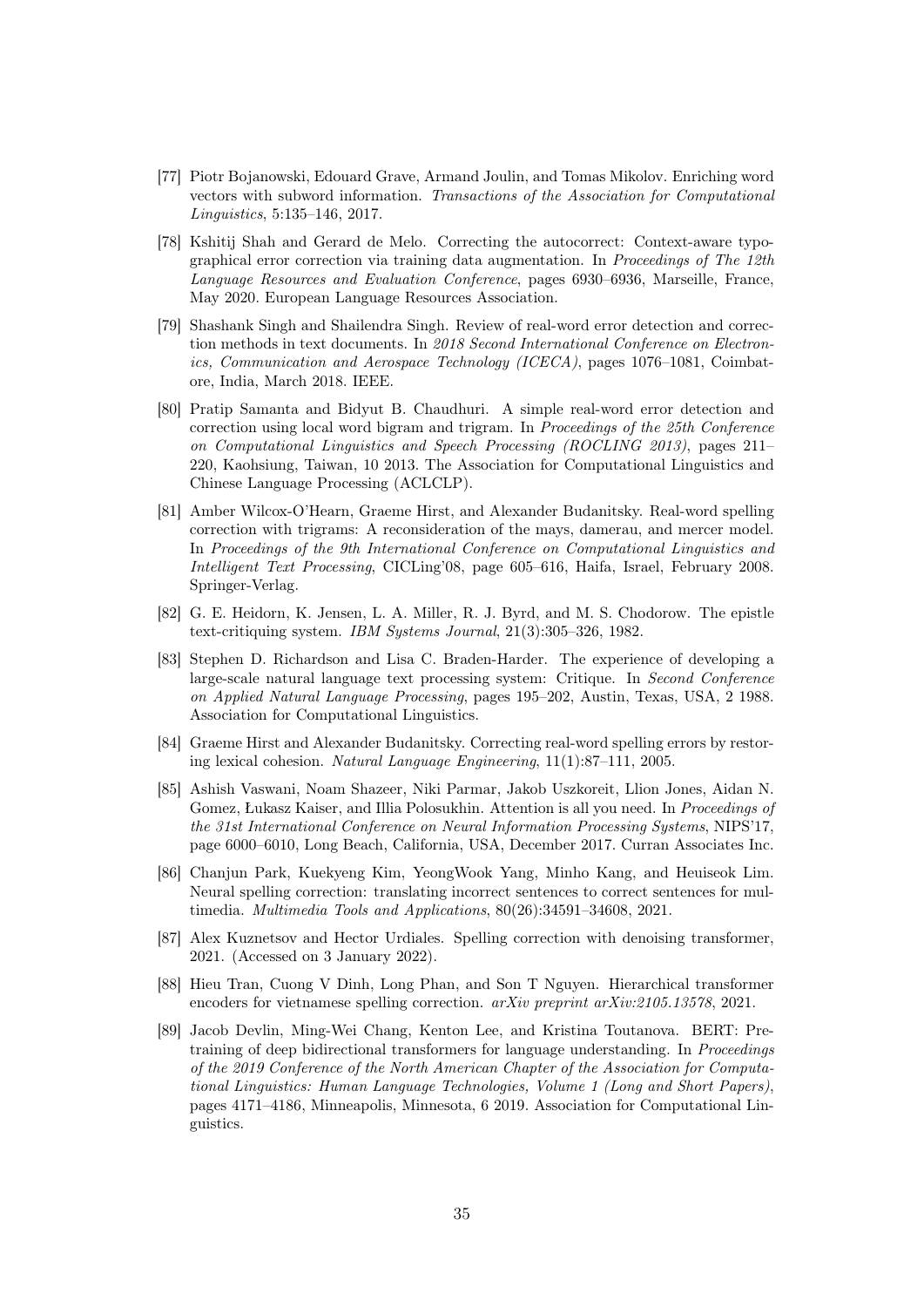[77] Piotr Bojanowski, Edouard Grave, Armand Joulin, and Tomas Mikolov. Enriching word vectors with subword information. *Transactions of the Association for Computational Linguistics*, 5:135–146, 2017.

[78] Kshitij Shah and Gerard de Melo. Correcting the autocorrect: Context-aware typographical error correction via training data augmentation. In *Proceedings of The 12th Language Resources and Evaluation Conference*, pages 6930–6936, Marseille, France, May 2020. European Language Resources Association.

[79] Shashank Singh and Shailendra Singh. Review of real-word error detection and correction methods in text documents. In *2018 Second International Conference on Electronics, Communication and Aerospace Technology (ICECA)*, pages 1076–1081, Coimbatore, India, March 2018. IEEE.

[80] Pratip Samanta and Bidyut B. Chaudhuri. A simple real-word error detection and correction using local word bigram and trigram. In *Proceedings of the 25th Conference on Computational Linguistics and Speech Processing (ROCLING 2013)*, pages 211–220, Kaohsiung, Taiwan, 10 2013. The Association for Computational Linguistics and Chinese Language Processing (ACLCLP).

[81] Amber Wilcox-O'Hearn, Graeme Hirst, and Alexander Budanitsky. Real-word spelling correction with trigrams: A reconsideration of the mays, damerau, and mercer model. In *Proceedings of the 9th International Conference on Computational Linguistics and Intelligent Text Processing*, CICLing'08, page 605–616, Haifa, Israel, February 2008. Springer-Verlag.

[82] G. E. Heidorn, K. Jensen, L. A. Miller, R. J. Byrd, and M. S. Chodorow. The epistle text-critiquing system. *IBM Systems Journal*, 21(3):305–326, 1982.

[83] Stephen D. Richardson and Lisa C. Braden-Harder. The experience of developing a large-scale natural language text processing system: Critique. In *Second Conference on Applied Natural Language Processing*, pages 195–202, Austin, Texas, USA, 2 1988. Association for Computational Linguistics.

[84] Graeme Hirst and Alexander Budanitsky. Correcting real-word spelling errors by restoring lexical cohesion. *Natural Language Engineering*, 11(1):87–111, 2005.

[85] Ashish Vaswani, Noam Shazeer, Niki Parmar, Jakob Uszkoreit, Llion Jones, Aidan N. Gomez, Łukasz Kaiser, and Illia Polosukhin. Attention is all you need. In *Proceedings of the 31st International Conference on Neural Information Processing Systems*, NIPS'17, page 6000–6010, Long Beach, California, USA, December 2017. Curran Associates Inc.

[86] Chanjun Park, Kuekyeng Kim, YeongWook Yang, Minho Kang, and Heuiseok Lim. Neural spelling correction: translating incorrect sentences to correct sentences for multimedia. *Multimedia Tools and Applications*, 80(26):34591–34608, 2021.

[87] Alex Kuznetsov and Hector Urdiales. Spelling correction with denoising transformer, 2021. (Accessed on 3 January 2022).

[88] Hieu Tran, Cuong V Dinh, Long Phan, and Son T Nguyen. Hierarchical transformer encoders for vietnamese spelling correction. *arXiv preprint arXiv:2105.13578*, 2021.

[89] Jacob Devlin, Ming-Wei Chang, Kenton Lee, and Kristina Toutanova. BERT: Pre-training of deep bidirectional transformers for language understanding. In *Proceedings of the 2019 Conference of the North American Chapter of the Association for Computational Linguistics: Human Language Technologies, Volume 1 (Long and Short Papers)*, pages 4171–4186, Minneapolis, Minnesota, 6 2019. Association for Computational Linguistics.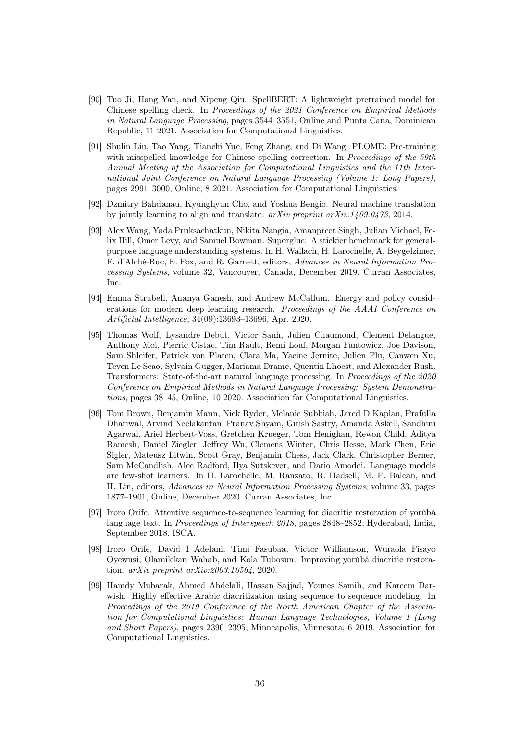[90] Tuo Ji, Hang Yan, and Xipeng Qiu. SpellBERT: A lightweight pretrained model for Chinese spelling check. In *Proceedings of the 2021 Conference on Empirical Methods in Natural Language Processing*, pages 3544–3551, Online and Punta Cana, Dominican Republic, 11 2021. Association for Computational Linguistics.

[91] Shulin Liu, Tao Yang, Tianchi Yue, Feng Zhang, and Di Wang. PLOME: Pre-training with misspelled knowledge for Chinese spelling correction. In *Proceedings of the 59th Annual Meeting of the Association for Computational Linguistics and the 11th International Joint Conference on Natural Language Processing (Volume 1: Long Papers)*, pages 2991–3000, Online, 8 2021. Association for Computational Linguistics.

[92] Dzmitry Bahdanau, Kyunghyun Cho, and Yoshua Bengio. Neural machine translation by jointly learning to align and translate. *arXiv preprint arXiv:1409.0473*, 2014.

[93] Alex Wang, Yada Pruksachatkun, Nikita Nangia, Amanpreet Singh, Julian Michael, Felix Hill, Omer Levy, and Samuel Bowman. Superglue: A stickier benchmark for general-purpose language understanding systems. In H. Wallach, H. Larochelle, A. Beygelzimer, F. d'Alché-Buc, E. Fox, and R. Garnett, editors, *Advances in Neural Information Processing Systems*, volume 32, Vancouver, Canada, December 2019. Curran Associates, Inc.

[94] Emma Strubell, Ananya Ganesh, and Andrew McCallum. Energy and policy considerations for modern deep learning research. *Proceedings of the AAAI Conference on Artificial Intelligence*, 34(09):13693–13696, Apr. 2020.

[95] Thomas Wolf, Lysandre Debut, Victor Sanh, Julien Chaumond, Clement Delangue, Anthony Moi, Pierric Cistac, Tim Rault, Remi Louf, Morgan Funtowicz, Joe Davison, Sam Shleifer, Patrick von Platen, Clara Ma, Yacine Jernite, Julien Plu, Canwen Xu, Teven Le Scao, Sylvain Gugger, Mariama Drame, Quentin Lhoest, and Alexander Rush. Transformers: State-of-the-art natural language processing. In *Proceedings of the 2020 Conference on Empirical Methods in Natural Language Processing: System Demonstrations*, pages 38–45, Online, 10 2020. Association for Computational Linguistics.

[96] Tom Brown, Benjamin Mann, Nick Ryder, Melanie Subbiah, Jared D Kaplan, Prafulla Dhariwal, Arvind Neelakantan, Pranav Shyam, Girish Sastry, Amanda Askell, Sandhini Agarwal, Ariel Herbert-Voss, Gretchen Krueger, Tom Henighan, Rewon Child, Aditya Ramesh, Daniel Ziegler, Jeffrey Wu, Clemens Winter, Chris Hesse, Mark Chen, Eric Sigler, Mateusz Litwin, Scott Gray, Benjamin Chess, Jack Clark, Christopher Berner, Sam McCandlish, Alec Radford, Ilya Sutskever, and Dario Amodei. Language models are few-shot learners. In H. Larochelle, M. Ranzato, R. Hadsell, M. F. Balcan, and H. Lin, editors, *Advances in Neural Information Processing Systems*, volume 33, pages 1877–1901, Online, December 2020. Curran Associates, Inc.

[97] Iroro Orife. Attentive sequence-to-sequence learning for diacritic restoration of yorùbá language text. In *Proceedings of Interspeech 2018*, pages 2848–2852, Hyderabad, India, September 2018. ISCA.

[98] Iroro Orife, David I Adelani, Timi Fasubaa, Victor Williamson, Wuraola Fisayo Oyewusi, Olamilekan Wahab, and Kola Tubosun. Improving yorùbá diacritic restoration. *arXiv preprint arXiv:2003.10564*, 2020.

[99] Hamdy Mubarak, Ahmed Abdelali, Hassan Sajjad, Younes Samih, and Kareem Darwish. Highly effective Arabic diacritization using sequence to sequence modeling. In *Proceedings of the 2019 Conference of the North American Chapter of the Association for Computational Linguistics: Human Language Technologies, Volume 1 (Long and Short Papers)*, pages 2390–2395, Minneapolis, Minnesota, 6 2019. Association for Computational Linguistics.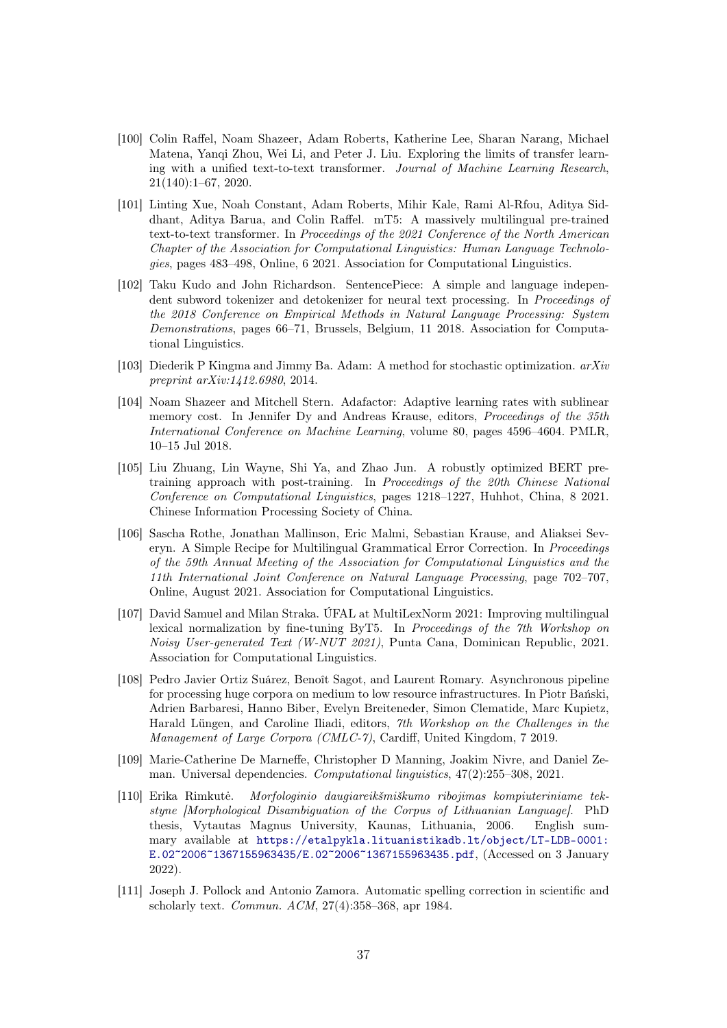[100] Colin Raffel, Noam Shazeer, Adam Roberts, Katherine Lee, Sharan Narang, Michael Matena, Yanqi Zhou, Wei Li, and Peter J. Liu. Exploring the limits of transfer learning with a unified text-to-text transformer. *Journal of Machine Learning Research*, 21(140):1–67, 2020.

[101] Linting Xue, Noah Constant, Adam Roberts, Mihir Kale, Rami Al-Rfou, Aditya Siddhant, Aditya Barua, and Colin Raffel. mT5: A massively multilingual pre-trained text-to-text transformer. In *Proceedings of the 2021 Conference of the North American Chapter of the Association for Computational Linguistics: Human Language Technologies*, pages 483–498, Online, 6 2021. Association for Computational Linguistics.

[102] Taku Kudo and John Richardson. SentencePiece: A simple and language independent subword tokenizer and detokenizer for neural text processing. In *Proceedings of the 2018 Conference on Empirical Methods in Natural Language Processing: System Demonstrations*, pages 66–71, Brussels, Belgium, 11 2018. Association for Computational Linguistics.

[103] Diederik P Kingma and Jimmy Ba. Adam: A method for stochastic optimization. *arXiv preprint arXiv:1412.6980*, 2014.

[104] Noam Shazeer and Mitchell Stern. Adafactor: Adaptive learning rates with sublinear memory cost. In Jennifer Dy and Andreas Krause, editors, *Proceedings of the 35th International Conference on Machine Learning*, volume 80, pages 4596–4604. PMLR, 10–15 Jul 2018.

[105] Liu Zhuang, Lin Wayne, Shi Ya, and Zhao Jun. A robustly optimized BERT pretraining approach with post-training. In *Proceedings of the 20th Chinese National Conference on Computational Linguistics*, pages 1218–1227, Huhhot, China, 8 2021. Chinese Information Processing Society of China.

[106] Sascha Rothe, Jonathan Mallinson, Eric Malmi, Sebastian Krause, and Aliaksei Severyn. A Simple Recipe for Multilingual Grammatical Error Correction. In *Proceedings of the 59th Annual Meeting of the Association for Computational Linguistics and the 11th International Joint Conference on Natural Language Processing*, page 702–707, Online, August 2021. Association for Computational Linguistics.

[107] David Samuel and Milan Straka. ÚFAL at MultiLexNorm 2021: Improving multilingual lexical normalization by fine-tuning ByT5. In *Proceedings of the 7th Workshop on Noisy User-generated Text (W-NUT 2021)*, Punta Cana, Dominican Republic, 2021. Association for Computational Linguistics.

[108] Pedro Javier Ortiz Suárez, Benoît Sagot, and Laurent Romary. Asynchronous pipeline for processing huge corpora on medium to low resource infrastructures. In Piotr Bański, Adrien Barbaresi, Hanno Biber, Evelyn Breiteneder, Simon Clematide, Marc Kupietz, Harald Lüngen, and Caroline Iliadi, editors, *7th Workshop on the Challenges in the Management of Large Corpora (CMLC-7)*, Cardiff, United Kingdom, 7 2019.

[109] Marie-Catherine De Marneffe, Christopher D Manning, Joakim Nivre, and Daniel Zeman. Universal dependencies. *Computational linguistics*, 47(2):255–308, 2021.

[110] Erika Rimkutė. *Morfologinio daugiareikšmiškumo ribojimas kompiuteriniame tekstyne [Morphological Disambiguation of the Corpus of Lithuanian Language]*. PhD thesis, Vytautas Magnus University, Kaunas, Lithuania, 2006. English summary available at https://etalpykla.lituanistikadb.lt/object/LT-LDB-0001:E.02~2006~1367155963435/E.02~2006~1367155963435.pdf, (Accessed on 3 January 2022).

[111] Joseph J. Pollock and Antonio Zamora. Automatic spelling correction in scientific and scholarly text. *Commun. ACM*, 27(4):358–368, apr 1984.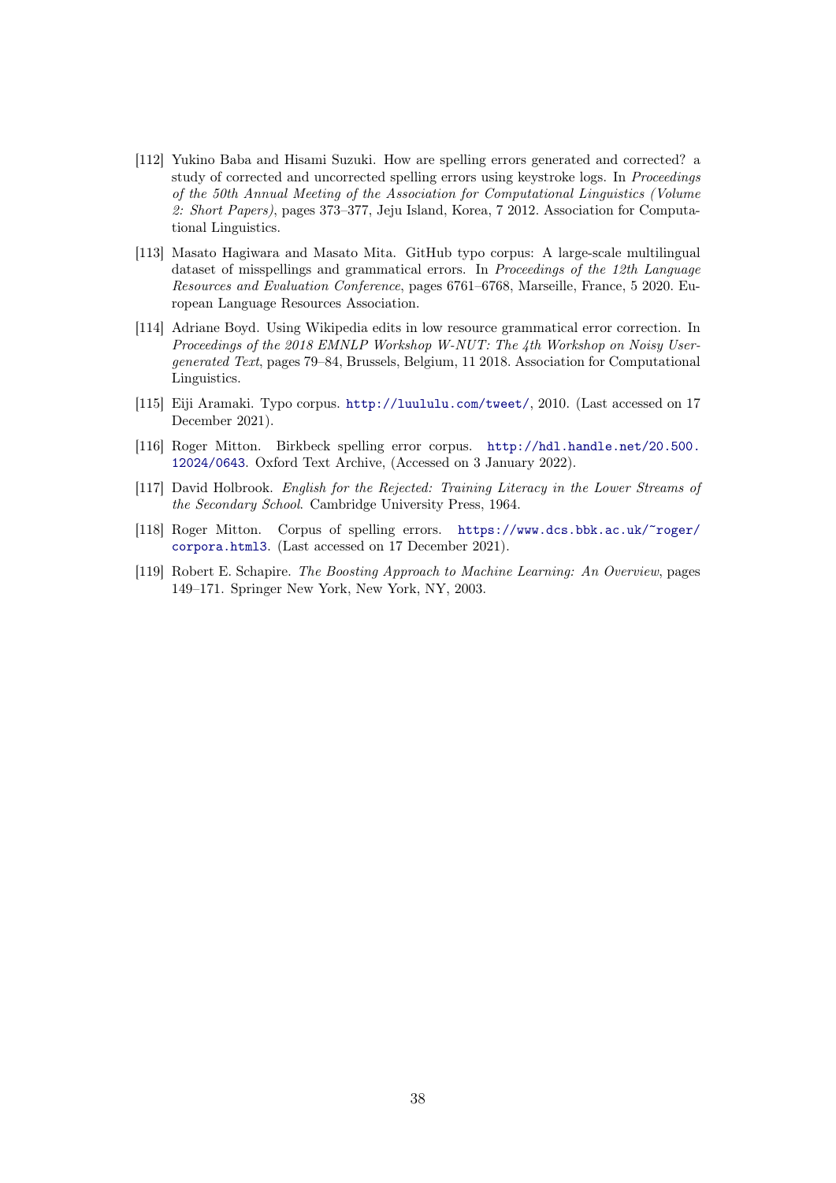[112] Yukino Baba and Hisami Suzuki. How are spelling errors generated and corrected? a study of corrected and uncorrected spelling errors using keystroke logs. In *Proceedings of the 50th Annual Meeting of the Association for Computational Linguistics (Volume 2: Short Papers)*, pages 373–377, Jeju Island, Korea, 7 2012. Association for Computational Linguistics.

[113] Masato Hagiwara and Masato Mita. GitHub typo corpus: A large-scale multilingual dataset of misspellings and grammatical errors. In *Proceedings of the 12th Language Resources and Evaluation Conference*, pages 6761–6768, Marseille, France, 5 2020. European Language Resources Association.

[114] Adriane Boyd. Using Wikipedia edits in low resource grammatical error correction. In *Proceedings of the 2018 EMNLP Workshop W-NUT: The 4th Workshop on Noisy User-generated Text*, pages 79–84, Brussels, Belgium, 11 2018. Association for Computational Linguistics.

[115] Eiji Aramaki. Typo corpus. http://luululu.com/tweet/, 2010. (Last accessed on 17 December 2021).

[116] Roger Mitton. Birkbeck spelling error corpus. http://hdl.handle.net/20.500.12024/0643. Oxford Text Archive, (Accessed on 3 January 2022).

[117] David Holbrook. *English for the Rejected: Training Literacy in the Lower Streams of the Secondary School*. Cambridge University Press, 1964.

[118] Roger Mitton. Corpus of spelling errors. https://www.dcs.bbk.ac.uk/~roger/corpora.html3. (Last accessed on 17 December 2021).

[119] Robert E. Schapire. *The Boosting Approach to Machine Learning: An Overview*, pages 149–171. Springer New York, New York, NY, 2003.